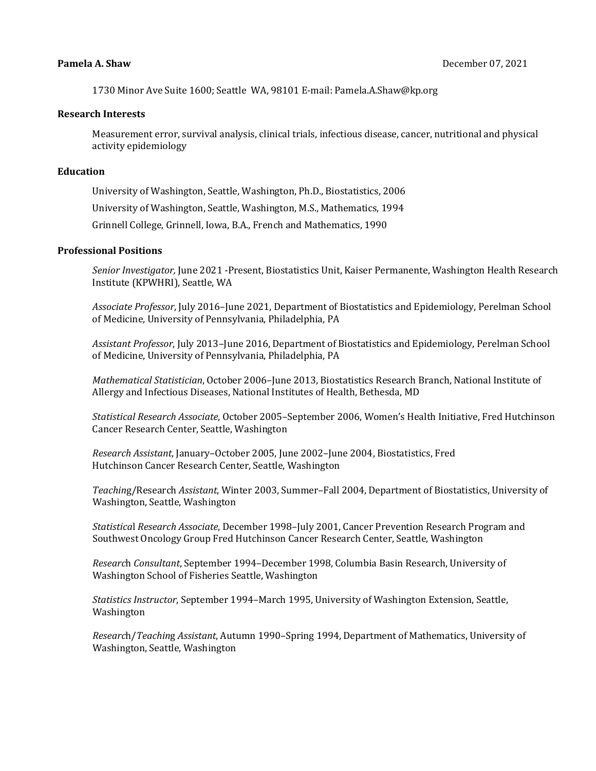**Pamela A. Shaw** December 07, 2021

1730 Minor Ave Suite 1600; Seattle WA, 98101 E-mail: Pamela.A.Shaw@kp.org

## Research Interests

Measurement error, survival analysis, clinical trials, infectious disease, cancer, nutritional and physical activity epidemiology

## Education

University of Washington, Seattle, Washington, Ph.D., Biostatistics, 2006

University of Washington, Seattle, Washington, M.S., Mathematics, 1994

Grinnell College, Grinnell, Iowa, B.A., French and Mathematics, 1990

## Professional Positions

*Senior Investigator,* June 2021 -Present, Biostatistics Unit, Kaiser Permanente, Washington Health Research Institute (KPWHRI), Seattle, WA

*Associate Professor*, July 2016–June 2021, Department of Biostatistics and Epidemiology, Perelman School of Medicine, University of Pennsylvania, Philadelphia, PA

*Assistant Professor*, July 2013–June 2016, Department of Biostatistics and Epidemiology, Perelman School of Medicine, University of Pennsylvania, Philadelphia, PA

*Mathematical Statistician*, October 2006–June 2013, Biostatistics Research Branch, National Institute of Allergy and Infectious Diseases, National Institutes of Health, Bethesda, MD

*Statistical Research Associate*, October 2005–September 2006, Women's Health Initiative, Fred Hutchinson Cancer Research Center, Seattle, Washington

*Research Assistant*, January–October 2005, June 2002–June 2004, Biostatistics, Fred Hutchinson Cancer Research Center, Seattle, Washington

*Teaching*/Research *Assistant*, Winter 2003, Summer–Fall 2004, Department of Biostatistics, University of Washington, Seattle, Washington

*Statistical Research Associate*, December 1998–July 2001, Cancer Prevention Research Program and Southwest Oncology Group Fred Hutchinson Cancer Research Center, Seattle, Washington

*Research Consultant*, September 1994–December 1998, Columbia Basin Research, University of Washington School of Fisheries Seattle, Washington

*Statistics Instructor*, September 1994–March 1995, University of Washington Extension, Seattle, Washington

*Research/Teaching Assistant*, Autumn 1990–Spring 1994, Department of Mathematics, University of Washington, Seattle, Washington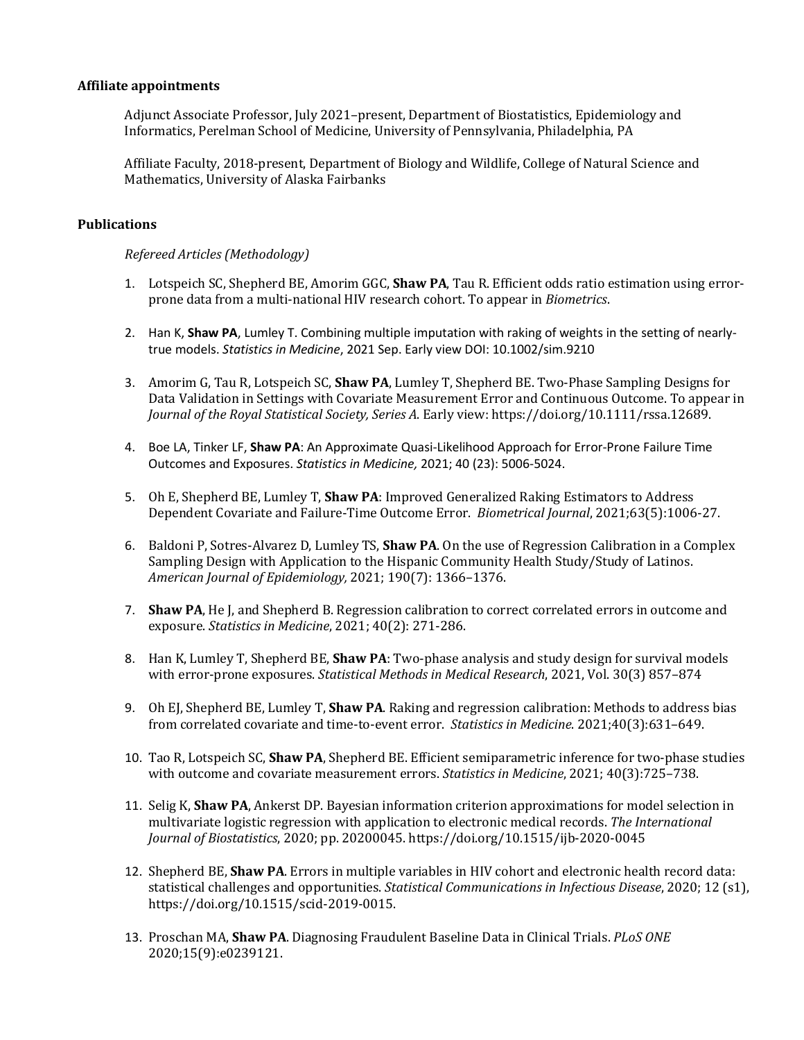### Affiliate appointments

Adjunct Associate Professor, July 2021–present, Department of Biostatistics, Epidemiology and Informatics, Perelman School of Medicine, University of Pennsylvania, Philadelphia, PA

Affiliate Faculty, 2018-present, Department of Biology and Wildlife, College of Natural Science and Mathematics, University of Alaska Fairbanks

### Publications

*Refereed Articles (Methodology)*

1. Lotspeich SC, Shepherd BE, Amorim GGC, **Shaw PA**, Tau R. Efficient odds ratio estimation using error-prone data from a multi-national HIV research cohort. To appear in *Biometrics*.

2. Han K, **Shaw PA**, Lumley T. Combining multiple imputation with raking of weights in the setting of nearly-true models. *Statistics in Medicine*, 2021 Sep. Early view DOI: 10.1002/sim.9210

3. Amorim G, Tau R, Lotspeich SC, **Shaw PA**, Lumley T, Shepherd BE. Two-Phase Sampling Designs for Data Validation in Settings with Covariate Measurement Error and Continuous Outcome. To appear in *Journal of the Royal Statistical Society, Series A*. Early view: https://doi.org/10.1111/rssa.12689.

4. Boe LA, Tinker LF, **Shaw PA**: An Approximate Quasi-Likelihood Approach for Error-Prone Failure Time Outcomes and Exposures. *Statistics in Medicine,* 2021; 40 (23): 5006-5024.

5. Oh E, Shepherd BE, Lumley T, **Shaw PA**: Improved Generalized Raking Estimators to Address Dependent Covariate and Failure-Time Outcome Error. *Biometrical Journal*, 2021;63(5):1006-27.

6. Baldoni P, Sotres-Alvarez D, Lumley TS, **Shaw PA**. On the use of Regression Calibration in a Complex Sampling Design with Application to the Hispanic Community Health Study/Study of Latinos. *American Journal of Epidemiology,* 2021; 190(7): 1366–1376.

7. **Shaw PA**, He J, and Shepherd B. Regression calibration to correct correlated errors in outcome and exposure. *Statistics in Medicine*, 2021; 40(2): 271-286.

8. Han K, Lumley T, Shepherd BE, **Shaw PA**: Two-phase analysis and study design for survival models with error-prone exposures. *Statistical Methods in Medical Research*, 2021, Vol. 30(3) 857–874

9. Oh EJ, Shepherd BE, Lumley T, **Shaw PA**. Raking and regression calibration: Methods to address bias from correlated covariate and time-to-event error. *Statistics in Medicine*. 2021;40(3):631–649.

10. Tao R, Lotspeich SC, **Shaw PA**, Shepherd BE. Efficient semiparametric inference for two-phase studies with outcome and covariate measurement errors. *Statistics in Medicine*, 2021; 40(3):725–738.

11. Selig K, **Shaw PA**, Ankerst DP. Bayesian information criterion approximations for model selection in multivariate logistic regression with application to electronic medical records. *The International Journal of Biostatistics*, 2020; pp. 20200045. https://doi.org/10.1515/ijb-2020-0045

12. Shepherd BE, **Shaw PA**. Errors in multiple variables in HIV cohort and electronic health record data: statistical challenges and opportunities. *Statistical Communications in Infectious Disease*, 2020; 12 (s1), https://doi.org/10.1515/scid-2019-0015.

13. Proschan MA, **Shaw PA**. Diagnosing Fraudulent Baseline Data in Clinical Trials. *PLoS ONE* 2020;15(9):e0239121.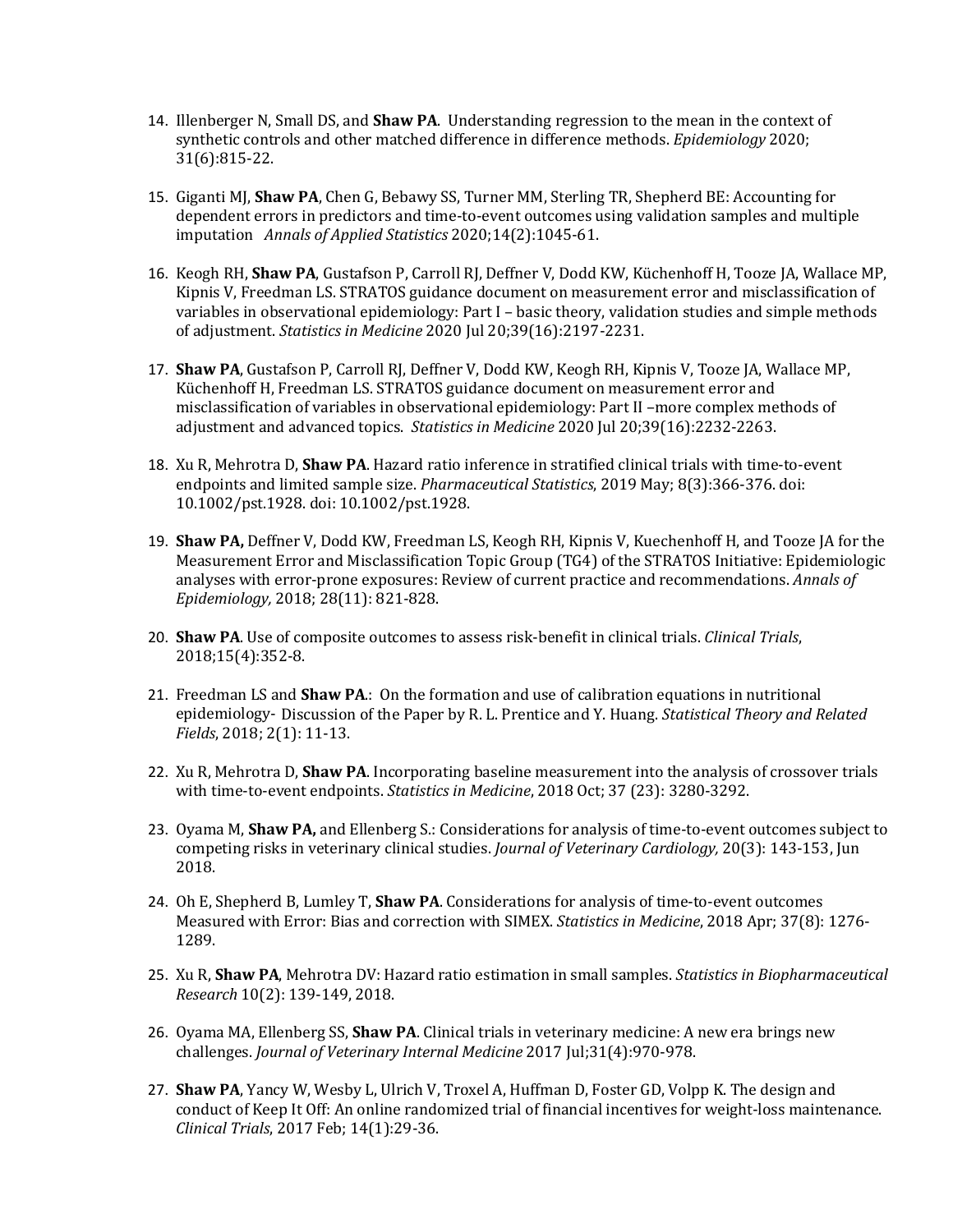14. Illenberger N, Small DS, and **Shaw PA**. Understanding regression to the mean in the context of synthetic controls and other matched difference in difference methods. *Epidemiology* 2020; 31(6):815-22.

15. Giganti MJ, **Shaw PA**, Chen G, Bebawy SS, Turner MM, Sterling TR, Shepherd BE: Accounting for dependent errors in predictors and time-to-event outcomes using validation samples and multiple imputation *Annals of Applied Statistics* 2020;14(2):1045-61.

16. Keogh RH, **Shaw PA**, Gustafson P, Carroll RJ, Deffner V, Dodd KW, Küchenhoff H, Tooze JA, Wallace MP, Kipnis V, Freedman LS. STRATOS guidance document on measurement error and misclassification of variables in observational epidemiology: Part I – basic theory, validation studies and simple methods of adjustment. *Statistics in Medicine* 2020 Jul 20;39(16):2197-2231.

17. **Shaw PA**, Gustafson P, Carroll RJ, Deffner V, Dodd KW, Keogh RH, Kipnis V, Tooze JA, Wallace MP, Küchenhoff H, Freedman LS. STRATOS guidance document on measurement error and misclassification of variables in observational epidemiology: Part II –more complex methods of adjustment and advanced topics. *Statistics in Medicine* 2020 Jul 20;39(16):2232-2263.

18. Xu R, Mehrotra D, **Shaw PA**. Hazard ratio inference in stratified clinical trials with time-to-event endpoints and limited sample size. *Pharmaceutical Statistics*, 2019 May; 8(3):366-376. doi: 10.1002/pst.1928. doi: 10.1002/pst.1928.

19. **Shaw PA,** Deffner V, Dodd KW, Freedman LS, Keogh RH, Kipnis V, Kuechenhoff H, and Tooze JA for the Measurement Error and Misclassification Topic Group (TG4) of the STRATOS Initiative: Epidemiologic analyses with error-prone exposures: Review of current practice and recommendations. *Annals of Epidemiology,* 2018; 28(11): 821-828.

20. **Shaw PA**. Use of composite outcomes to assess risk-benefit in clinical trials. *Clinical Trials*, 2018;15(4):352-8.

21. Freedman LS and **Shaw PA**.: On the formation and use of calibration equations in nutritional epidemiology- Discussion of the Paper by R. L. Prentice and Y. Huang. *Statistical Theory and Related Fields*, 2018; 2(1): 11-13.

22. Xu R, Mehrotra D, **Shaw PA**. Incorporating baseline measurement into the analysis of crossover trials with time-to-event endpoints. *Statistics in Medicine*, 2018 Oct; 37 (23): 3280-3292.

23. Oyama M, **Shaw PA,** and Ellenberg S.: Considerations for analysis of time-to-event outcomes subject to competing risks in veterinary clinical studies. *Journal of Veterinary Cardiology,* 20(3): 143-153, Jun 2018.

24. Oh E, Shepherd B, Lumley T, **Shaw PA**. Considerations for analysis of time-to-event outcomes Measured with Error: Bias and correction with SIMEX. *Statistics in Medicine*, 2018 Apr; 37(8): 1276-1289.

25. Xu R, **Shaw PA**, Mehrotra DV: Hazard ratio estimation in small samples. *Statistics in Biopharmaceutical Research* 10(2): 139-149, 2018.

26. Oyama MA, Ellenberg SS, **Shaw PA**. Clinical trials in veterinary medicine: A new era brings new challenges. *Journal of Veterinary Internal Medicine* 2017 Jul;31(4):970-978.

27. **Shaw PA**, Yancy W, Wesby L, Ulrich V, Troxel A, Huffman D, Foster GD, Volpp K. The design and conduct of Keep It Off: An online randomized trial of financial incentives for weight-loss maintenance. *Clinical Trials*, 2017 Feb; 14(1):29-36.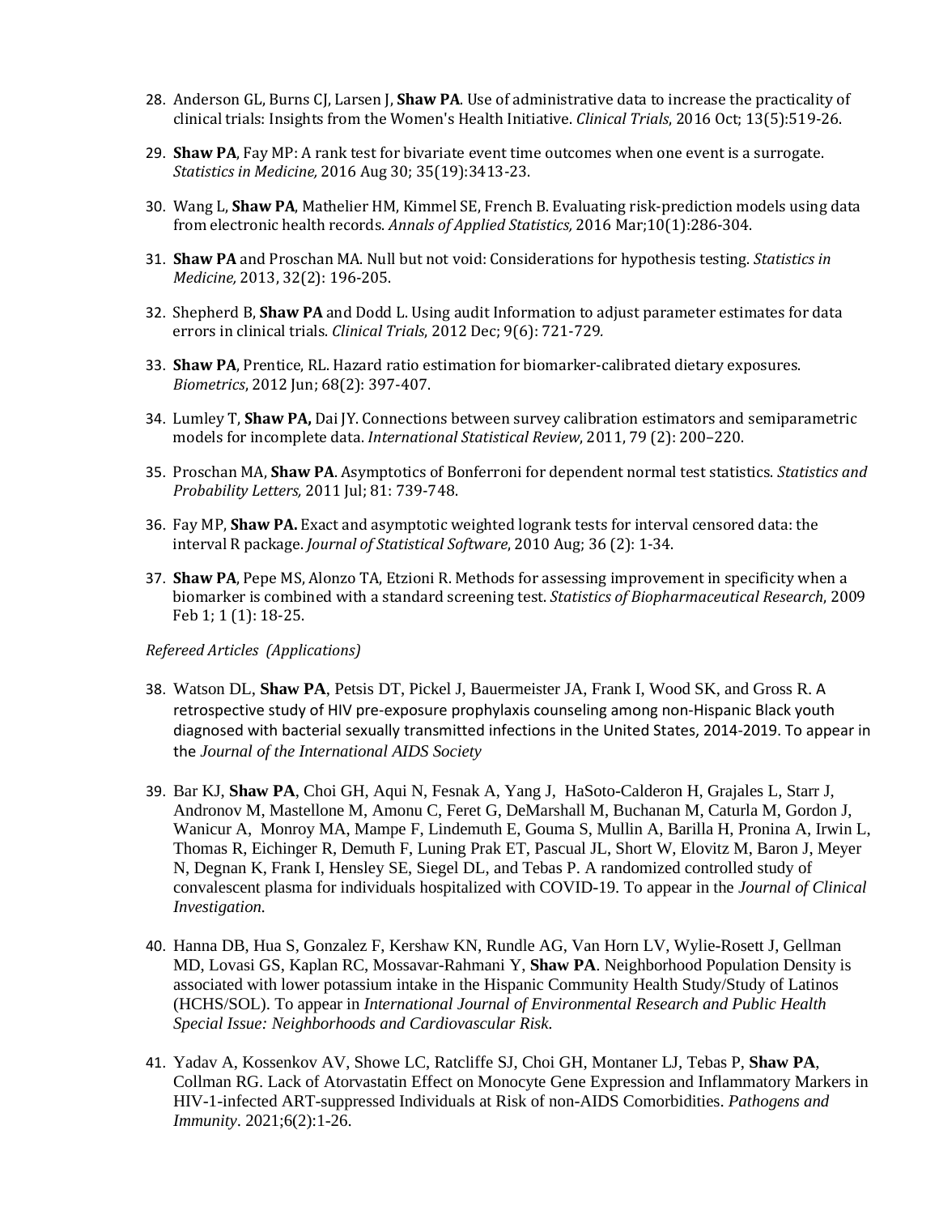28. Anderson GL, Burns CJ, Larsen J, **Shaw PA**. Use of administrative data to increase the practicality of clinical trials: Insights from the Women's Health Initiative. *Clinical Trials*, 2016 Oct; 13(5):519-26.

29. **Shaw PA**, Fay MP: A rank test for bivariate event time outcomes when one event is a surrogate. *Statistics in Medicine,* 2016 Aug 30; 35(19):3413-23.

30. Wang L, **Shaw PA**, Mathelier HM, Kimmel SE, French B. Evaluating risk-prediction models using data from electronic health records. *Annals of Applied Statistics,* 2016 Mar;10(1):286-304.

31. **Shaw PA** and Proschan MA. Null but not void: Considerations for hypothesis testing. *Statistics in Medicine,* 2013, 32(2): 196-205.

32. Shepherd B, **Shaw PA** and Dodd L. Using audit Information to adjust parameter estimates for data errors in clinical trials. *Clinical Trials*, 2012 Dec; 9(6): 721-729.

33. **Shaw PA**, Prentice, RL. Hazard ratio estimation for biomarker-calibrated dietary exposures. *Biometrics*, 2012 Jun; 68(2): 397-407.

34. Lumley T, **Shaw PA,** Dai JY. Connections between survey calibration estimators and semiparametric models for incomplete data. *International Statistical Review*, 2011, 79 (2): 200–220.

35. Proschan MA, **Shaw PA**. Asymptotics of Bonferroni for dependent normal test statistics. *Statistics and Probability Letters,* 2011 Jul; 81: 739-748.

36. Fay MP, **Shaw PA.** Exact and asymptotic weighted logrank tests for interval censored data: the interval R package. *Journal of Statistical Software*, 2010 Aug; 36 (2): 1-34.

37. **Shaw PA**, Pepe MS, Alonzo TA, Etzioni R. Methods for assessing improvement in specificity when a biomarker is combined with a standard screening test. *Statistics of Biopharmaceutical Research*, 2009 Feb 1; 1 (1): 18-25.

*Refereed Articles (Applications)*

38. Watson DL, **Shaw PA**, Petsis DT, Pickel J, Bauermeister JA, Frank I, Wood SK, and Gross R. A retrospective study of HIV pre-exposure prophylaxis counseling among non-Hispanic Black youth diagnosed with bacterial sexually transmitted infections in the United States, 2014-2019. To appear in the *Journal of the International AIDS Society*

39. Bar KJ, **Shaw PA**, Choi GH, Aqui N, Fesnak A, Yang J, HaSoto-Calderon H, Grajales L, Starr J, Andronov M, Mastellone M, Amonu C, Feret G, DeMarshall M, Buchanan M, Caturla M, Gordon J, Wanicur A, Monroy MA, Mampe F, Lindemuth E, Gouma S, Mullin A, Barilla H, Pronina A, Irwin L, Thomas R, Eichinger R, Demuth F, Luning Prak ET, Pascual JL, Short W, Elovitz M, Baron J, Meyer N, Degnan K, Frank I, Hensley SE, Siegel DL, and Tebas P. A randomized controlled study of convalescent plasma for individuals hospitalized with COVID-19. To appear in the *Journal of Clinical Investigation.*

40. Hanna DB, Hua S, Gonzalez F, Kershaw KN, Rundle AG, Van Horn LV, Wylie-Rosett J, Gellman MD, Lovasi GS, Kaplan RC, Mossavar-Rahmani Y, **Shaw PA**. Neighborhood Population Density is associated with lower potassium intake in the Hispanic Community Health Study/Study of Latinos (HCHS/SOL). To appear in *International Journal of Environmental Research and Public Health Special Issue: Neighborhoods and Cardiovascular Risk*.

41. Yadav A, Kossenkov AV, Showe LC, Ratcliffe SJ, Choi GH, Montaner LJ, Tebas P, **Shaw PA**, Collman RG. Lack of Atorvastatin Effect on Monocyte Gene Expression and Inflammatory Markers in HIV-1-infected ART-suppressed Individuals at Risk of non-AIDS Comorbidities. *Pathogens and Immunity*. 2021;6(2):1-26.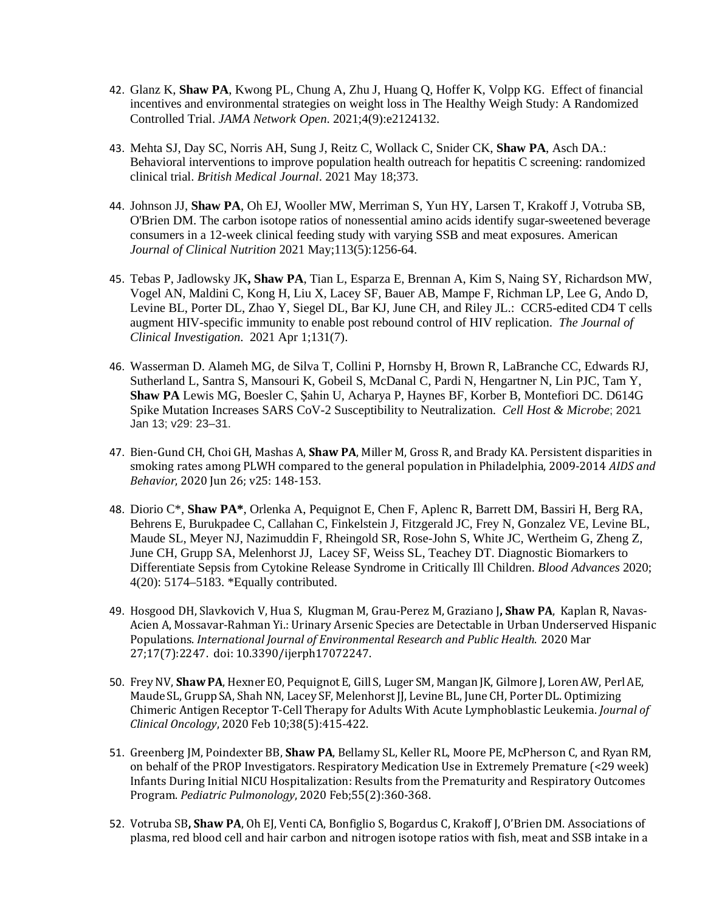42. Glanz K, **Shaw PA**, Kwong PL, Chung A, Zhu J, Huang Q, Hoffer K, Volpp KG. Effect of financial incentives and environmental strategies on weight loss in The Healthy Weigh Study: A Randomized Controlled Trial. *JAMA Network Open*. 2021;4(9):e2124132.

43. Mehta SJ, Day SC, Norris AH, Sung J, Reitz C, Wollack C, Snider CK, **Shaw PA**, Asch DA.: Behavioral interventions to improve population health outreach for hepatitis C screening: randomized clinical trial. *British Medical Journal*. 2021 May 18;373.

44. Johnson JJ, **Shaw PA**, Oh EJ, Wooller MW, Merriman S, Yun HY, Larsen T, Krakoff J, Votruba SB, O'Brien DM. The carbon isotope ratios of nonessential amino acids identify sugar-sweetened beverage consumers in a 12-week clinical feeding study with varying SSB and meat exposures. American *Journal of Clinical Nutrition* 2021 May;113(5):1256-64.

45. Tebas P, Jadlowsky JK**, Shaw PA**, Tian L, Esparza E, Brennan A, Kim S, Naing SY, Richardson MW, Vogel AN, Maldini C, Kong H, Liu X, Lacey SF, Bauer AB, Mampe F, Richman LP, Lee G, Ando D, Levine BL, Porter DL, Zhao Y, Siegel DL, Bar KJ, June CH, and Riley JL.: CCR5-edited CD4 T cells augment HIV-specific immunity to enable post rebound control of HIV replication. *The Journal of Clinical Investigation*. 2021 Apr 1;131(7).

46. Wasserman D. Alameh MG, de Silva T, Collini P, Hornsby H, Brown R, LaBranche CC, Edwards RJ, Sutherland L, Santra S, Mansouri K, Gobeil S, McDanal C, Pardi N, Hengartner N, Lin PJC, Tam Y, **Shaw PA** Lewis MG, Boesler C, Şahin U, Acharya P, Haynes BF, Korber B, Montefiori DC. D614G Spike Mutation Increases SARS CoV-2 Susceptibility to Neutralization. *Cell Host & Microbe*; 2021 Jan 13; v29: 23–31.

47. Bien-Gund CH, Choi GH, Mashas A, **Shaw PA**, Miller M, Gross R, and Brady KA. Persistent disparities in smoking rates among PLWH compared to the general population in Philadelphia, 2009-2014 *AIDS and Behavior*, 2020 Jun 26; v25: 148-153.

48. Diorio C*, **Shaw PA***, Orlenka A, Pequignot E, Chen F, Aplenc R, Barrett DM, Bassiri H, Berg RA, Behrens E, Burukpadee C, Callahan C, Finkelstein J, Fitzgerald JC, Frey N, Gonzalez VE, Levine BL, Maude SL, Meyer NJ, Nazimuddin F, Rheingold SR, Rose-John S, White JC, Wertheim G, Zheng Z, June CH, Grupp SA, Melenhorst JJ, Lacey SF, Weiss SL, Teachey DT. Diagnostic Biomarkers to Differentiate Sepsis from Cytokine Release Syndrome in Critically Ill Children. *Blood Advances* 2020; 4(20): 5174–5183. *Equally contributed.

49. Hosgood DH, Slavkovich V, Hua S, Klugman M, Grau-Perez M, Graziano J**, Shaw PA**, Kaplan R, Navas-Acien A, Mossavar-Rahman Yi.: Urinary Arsenic Species are Detectable in Urban Underserved Hispanic Populations. *International Journal of Environmental Research and Public Health*. 2020 Mar 27;17(7):2247. doi: 10.3390/ijerph17072247.

50. Frey NV, **Shaw PA**, Hexner EO, Pequignot E, Gill S, Luger SM, Mangan JK, Gilmore J, Loren AW, Perl AE, Maude SL, Grupp SA, Shah NN, Lacey SF, Melenhorst JJ, Levine BL, June CH, Porter DL. Optimizing Chimeric Antigen Receptor T-Cell Therapy for Adults With Acute Lymphoblastic Leukemia. *Journal of Clinical Oncology*, 2020 Feb 10;38(5):415-422.

51. Greenberg JM, Poindexter BB, **Shaw PA**, Bellamy SL, Keller RL, Moore PE, McPherson C, and Ryan RM, on behalf of the PROP Investigators. Respiratory Medication Use in Extremely Premature (<29 week) Infants During Initial NICU Hospitalization: Results from the Prematurity and Respiratory Outcomes Program. *Pediatric Pulmonology*, 2020 Feb;55(2):360-368.

52. Votruba SB**, Shaw PA**, Oh EJ, Venti CA, Bonfiglio S, Bogardus C, Krakoff J, O'Brien DM. Associations of plasma, red blood cell and hair carbon and nitrogen isotope ratios with fish, meat and SSB intake in a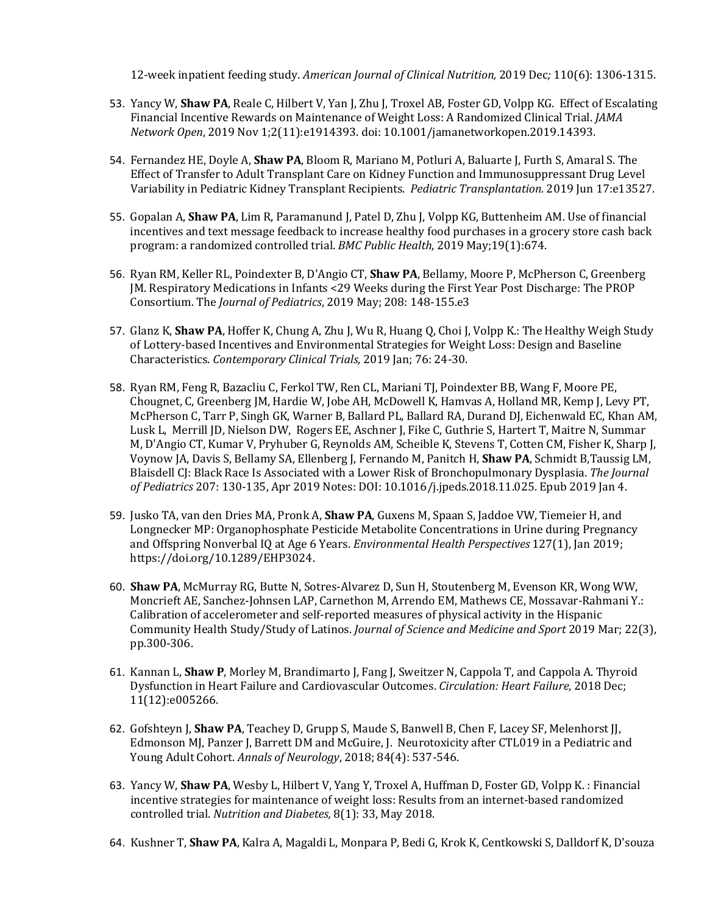12-week inpatient feeding study. *American Journal of Clinical Nutrition,* 2019 Dec*;* 110(6): 1306-1315.

53. Yancy W, **Shaw PA**, Reale C, Hilbert V, Yan J, Zhu J, Troxel AB, Foster GD, Volpp KG. Effect of Escalating Financial Incentive Rewards on Maintenance of Weight Loss: A Randomized Clinical Trial. *JAMA Network Open*, 2019 Nov 1;2(11):e1914393. doi: 10.1001/jamanetworkopen.2019.14393.

54. Fernandez HE, Doyle A, **Shaw PA**, Bloom R, Mariano M, Potluri A, Baluarte J, Furth S, Amaral S. The Effect of Transfer to Adult Transplant Care on Kidney Function and Immunosuppressant Drug Level Variability in Pediatric Kidney Transplant Recipients. *Pediatric Transplantation.* 2019 Jun 17:e13527.

55. Gopalan A, **Shaw PA**, Lim R, Paramanund J, Patel D, Zhu J, Volpp KG, Buttenheim AM. Use of financial incentives and text message feedback to increase healthy food purchases in a grocery store cash back program: a randomized controlled trial. *BMC Public Health*, 2019 May;19(1):674.

56. Ryan RM, Keller RL, Poindexter B, D'Angio CT, **Shaw PA**, Bellamy, Moore P, McPherson C, Greenberg JM. Respiratory Medications in Infants <29 Weeks during the First Year Post Discharge: The PROP Consortium. The *Journal of Pediatrics*, 2019 May; 208: 148-155.e3

57. Glanz K, **Shaw PA**, Hoffer K, Chung A, Zhu J, Wu R, Huang Q, Choi J, Volpp K.: The Healthy Weigh Study of Lottery-based Incentives and Environmental Strategies for Weight Loss: Design and Baseline Characteristics. *Contemporary Clinical Trials,* 2019 Jan; 76: 24-30.

58. Ryan RM, Feng R, Bazacliu C, Ferkol TW, Ren CL, Mariani TJ, Poindexter BB, Wang F, Moore PE, Chougnet, C, Greenberg JM, Hardie W, Jobe AH, McDowell K, Hamvas A, Holland MR, Kemp J, Levy PT, McPherson C, Tarr P, Singh GK, Warner B, Ballard PL, Ballard RA, Durand DJ, Eichenwald EC, Khan AM, Lusk L, Merrill JD, Nielson DW, Rogers EE, Aschner J, Fike C, Guthrie S, Hartert T, Maitre N, Summar M, D'Angio CT, Kumar V, Pryhuber G, Reynolds AM, Scheible K, Stevens T, Cotten CM, Fisher K, Sharp J, Voynow JA, Davis S, Bellamy SA, Ellenberg J, Fernando M, Panitch H, **Shaw PA**, Schmidt B,Taussig LM, Blaisdell CJ: Black Race Is Associated with a Lower Risk of Bronchopulmonary Dysplasia. *The Journal of Pediatrics* 207: 130-135, Apr 2019 Notes: DOI: 10.1016/j.jpeds.2018.11.025. Epub 2019 Jan 4.

59. Jusko TA, van den Dries MA, Pronk A, **Shaw PA**, Guxens M, Spaan S, Jaddoe VW, Tiemeier H, and Longnecker MP: Organophosphate Pesticide Metabolite Concentrations in Urine during Pregnancy and Offspring Nonverbal IQ at Age 6 Years. *Environmental Health Perspectives* 127(1), Jan 2019; https://doi.org/10.1289/EHP3024.

60. **Shaw PA**, McMurray RG, Butte N, Sotres-Alvarez D, Sun H, Stoutenberg M, Evenson KR, Wong WW, Moncrieft AE, Sanchez-Johnsen LAP, Carnethon M, Arrendo EM, Mathews CE, Mossavar-Rahmani Y.: Calibration of accelerometer and self-reported measures of physical activity in the Hispanic Community Health Study/Study of Latinos. *Journal of Science and Medicine and Sport* 2019 Mar; 22(3), pp.300-306.

61. Kannan L, **Shaw P**, Morley M, Brandimarto J, Fang J, Sweitzer N, Cappola T, and Cappola A. Thyroid Dysfunction in Heart Failure and Cardiovascular Outcomes. *Circulation: Heart Failure*, 2018 Dec; 11(12):e005266.

62. Gofshteyn J, **Shaw PA**, Teachey D, Grupp S, Maude S, Banwell B, Chen F, Lacey SF, Melenhorst JJ, Edmonson MJ, Panzer J, Barrett DM and McGuire, J. Neurotoxicity after CTL019 in a Pediatric and Young Adult Cohort. *Annals of Neurology*, 2018; 84(4): 537-546.

63. Yancy W, **Shaw PA**, Wesby L, Hilbert V, Yang Y, Troxel A, Huffman D, Foster GD, Volpp K. : Financial incentive strategies for maintenance of weight loss: Results from an internet-based randomized controlled trial. *Nutrition and Diabetes,* 8(1): 33, May 2018.

64. Kushner T, **Shaw PA**, Kalra A, Magaldi L, Monpara P, Bedi G, Krok K, Centkowski S, Dalldorf K, D'souza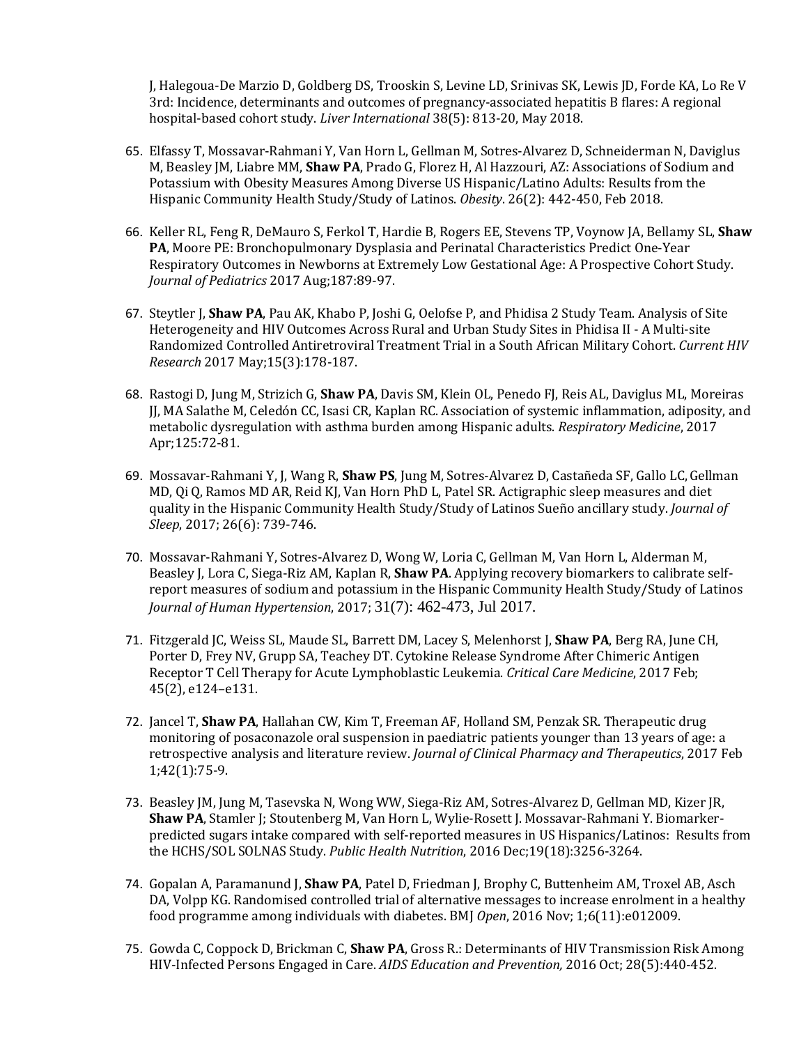J, Halegoua-De Marzio D, Goldberg DS, Trooskin S, Levine LD, Srinivas SK, Lewis JD, Forde KA, Lo Re V 3rd: Incidence, determinants and outcomes of pregnancy-associated hepatitis B flares: A regional hospital-based cohort study. *Liver International* 38(5): 813-20, May 2018.

65. Elfassy T, Mossavar-Rahmani Y, Van Horn L, Gellman M, Sotres-Alvarez D, Schneiderman N, Daviglus M, Beasley JM, Liabre MM, **Shaw PA**, Prado G, Florez H, Al Hazzouri, AZ: Associations of Sodium and Potassium with Obesity Measures Among Diverse US Hispanic/Latino Adults: Results from the Hispanic Community Health Study/Study of Latinos. *Obesity*. 26(2): 442-450, Feb 2018.

66. Keller RL, Feng R, DeMauro S, Ferkol T, Hardie B, Rogers EE, Stevens TP, Voynow JA, Bellamy SL, **Shaw PA**, Moore PE: Bronchopulmonary Dysplasia and Perinatal Characteristics Predict One-Year Respiratory Outcomes in Newborns at Extremely Low Gestational Age: A Prospective Cohort Study. *Journal of Pediatrics* 2017 Aug;187:89-97.

67. Steytler J, **Shaw PA**, Pau AK, Khabo P, Joshi G, Oelofse P, and Phidisa 2 Study Team. Analysis of Site Heterogeneity and HIV Outcomes Across Rural and Urban Study Sites in Phidisa II - A Multi-site Randomized Controlled Antiretroviral Treatment Trial in a South African Military Cohort. *Current HIV Research* 2017 May;15(3):178-187.

68. Rastogi D, Jung M, Strizich G, **Shaw PA**, Davis SM, Klein OL, Penedo FJ, Reis AL, Daviglus ML, Moreiras JJ, MA Salathe M, Celedón CC, Isasi CR, Kaplan RC. Association of systemic inflammation, adiposity, and metabolic dysregulation with asthma burden among Hispanic adults. *Respiratory Medicine*, 2017 Apr;125:72-81.

69. Mossavar-Rahmani Y, J, Wang R, **Shaw PS**, Jung M, Sotres-Alvarez D, Castañeda SF, Gallo LC, Gellman MD, Qi Q, Ramos MD AR, Reid KJ, Van Horn PhD L, Patel SR. Actigraphic sleep measures and diet quality in the Hispanic Community Health Study/Study of Latinos Sueño ancillary study. *Journal of Sleep*, 2017; 26(6): 739-746.

70. Mossavar-Rahmani Y, Sotres-Alvarez D, Wong W, Loria C, Gellman M, Van Horn L, Alderman M, Beasley J, Lora C, Siega-Riz AM, Kaplan R, **Shaw PA**. Applying recovery biomarkers to calibrate self-report measures of sodium and potassium in the Hispanic Community Health Study/Study of Latinos *Journal of Human Hypertension*, 2017; 31(7): 462-473, Jul 2017.

71. Fitzgerald JC, Weiss SL, Maude SL, Barrett DM, Lacey S, Melenhorst J, **Shaw PA**, Berg RA, June CH, Porter D, Frey NV, Grupp SA, Teachey DT. Cytokine Release Syndrome After Chimeric Antigen Receptor T Cell Therapy for Acute Lymphoblastic Leukemia. *Critical Care Medicine*, 2017 Feb; 45(2), e124–e131.

72. Jancel T, **Shaw PA**, Hallahan CW, Kim T, Freeman AF, Holland SM, Penzak SR. Therapeutic drug monitoring of posaconazole oral suspension in paediatric patients younger than 13 years of age: a retrospective analysis and literature review. *Journal of Clinical Pharmacy and Therapeutics*, 2017 Feb 1;42(1):75-9.

73. Beasley JM, Jung M, Tasevska N, Wong WW, Siega-Riz AM, Sotres-Alvarez D, Gellman MD, Kizer JR, **Shaw PA**, Stamler J; Stoutenberg M, Van Horn L, Wylie-Rosett J. Mossavar-Rahmani Y. Biomarker-predicted sugars intake compared with self-reported measures in US Hispanics/Latinos: Results from the HCHS/SOL SOLNAS Study. *Public Health Nutrition*, 2016 Dec;19(18):3256-3264.

74. Gopalan A, Paramanund J, **Shaw PA**, Patel D, Friedman J, Brophy C, Buttenheim AM, Troxel AB, Asch DA, Volpp KG. Randomised controlled trial of alternative messages to increase enrolment in a healthy food programme among individuals with diabetes. BMJ *Open*, 2016 Nov; 1;6(11):e012009.

75. Gowda C, Coppock D, Brickman C, **Shaw PA**, Gross R.: Determinants of HIV Transmission Risk Among HIV-Infected Persons Engaged in Care. *AIDS Education and Prevention,* 2016 Oct; 28(5):440-452.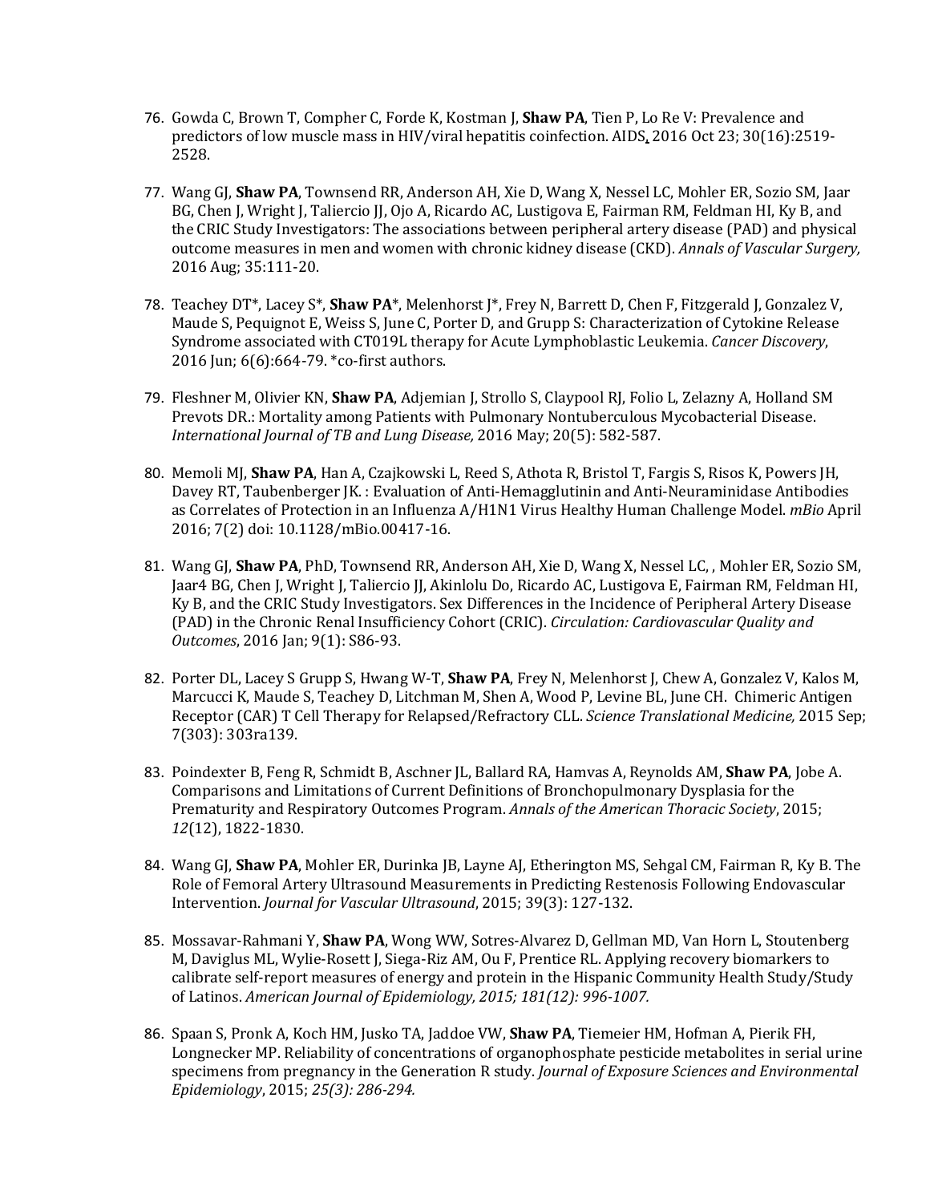76. Gowda C, Brown T, Compher C, Forde K, Kostman J, **Shaw PA**, Tien P, Lo Re V: Prevalence and predictors of low muscle mass in HIV/viral hepatitis coinfection. AIDS, 2016 Oct 23; 30(16):2519-2528.

77. Wang GJ, **Shaw PA**, Townsend RR, Anderson AH, Xie D, Wang X, Nessel LC, Mohler ER, Sozio SM, Jaar BG, Chen J, Wright J, Taliercio JJ, Ojo A, Ricardo AC, Lustigova E, Fairman RM, Feldman HI, Ky B, and the CRIC Study Investigators: The associations between peripheral artery disease (PAD) and physical outcome measures in men and women with chronic kidney disease (CKD). *Annals of Vascular Surgery,* 2016 Aug; 35:111-20.

78. Teachey DT*, Lacey S*, **Shaw PA***, Melenhorst J*, Frey N, Barrett D, Chen F, Fitzgerald J, Gonzalez V, Maude S, Pequignot E, Weiss S, June C, Porter D, and Grupp S: Characterization of Cytokine Release Syndrome associated with CT019L therapy for Acute Lymphoblastic Leukemia. *Cancer Discovery*, 2016 Jun; 6(6):664-79. *co-first authors.

79. Fleshner M, Olivier KN, **Shaw PA**, Adjemian J, Strollo S, Claypool RJ, Folio L, Zelazny A, Holland SM Prevots DR.: Mortality among Patients with Pulmonary Nontuberculous Mycobacterial Disease. *International Journal of TB and Lung Disease,* 2016 May; 20(5): 582-587.

80. Memoli MJ, **Shaw PA**, Han A, Czajkowski L, Reed S, Athota R, Bristol T, Fargis S, Risos K, Powers JH, Davey RT, Taubenberger JK. : Evaluation of Anti-Hemagglutinin and Anti-Neuraminidase Antibodies as Correlates of Protection in an Influenza A/H1N1 Virus Healthy Human Challenge Model. *mBio* April 2016; 7(2) doi: 10.1128/mBio.00417-16.

81. Wang GJ, **Shaw PA**, PhD, Townsend RR, Anderson AH, Xie D, Wang X, Nessel LC, , Mohler ER, Sozio SM, Jaar4 BG, Chen J, Wright J, Taliercio JJ, Akinlolu Do, Ricardo AC, Lustigova E, Fairman RM, Feldman HI, Ky B, and the CRIC Study Investigators. Sex Differences in the Incidence of Peripheral Artery Disease (PAD) in the Chronic Renal Insufficiency Cohort (CRIC). *Circulation: Cardiovascular Quality and Outcomes*, 2016 Jan; 9(1): S86-93.

82. Porter DL, Lacey S Grupp S, Hwang W-T, **Shaw PA**, Frey N, Melenhorst J, Chew A, Gonzalez V, Kalos M, Marcucci K, Maude S, Teachey D, Litchman M, Shen A, Wood P, Levine BL, June CH. Chimeric Antigen Receptor (CAR) T Cell Therapy for Relapsed/Refractory CLL. *Science Translational Medicine,* 2015 Sep; 7(303): 303ra139.

83. Poindexter B, Feng R, Schmidt B, Aschner JL, Ballard RA, Hamvas A, Reynolds AM, **Shaw PA**, Jobe A. Comparisons and Limitations of Current Definitions of Bronchopulmonary Dysplasia for the Prematurity and Respiratory Outcomes Program. *Annals of the American Thoracic Society*, 2015; *12*(12), 1822-1830.

84. Wang GJ, **Shaw PA**, Mohler ER, Durinka JB, Layne AJ, Etherington MS, Sehgal CM, Fairman R, Ky B. The Role of Femoral Artery Ultrasound Measurements in Predicting Restenosis Following Endovascular Intervention. *Journal for Vascular Ultrasound*, 2015; 39(3): 127-132.

85. Mossavar-Rahmani Y, **Shaw PA**, Wong WW, Sotres-Alvarez D, Gellman MD, Van Horn L, Stoutenberg M, Daviglus ML, Wylie-Rosett J, Siega-Riz AM, Ou F, Prentice RL. Applying recovery biomarkers to calibrate self-report measures of energy and protein in the Hispanic Community Health Study/Study of Latinos. *American Journal of Epidemiology, 2015; 181(12): 996-1007.*

86. Spaan S, Pronk A, Koch HM, Jusko TA, Jaddoe VW, **Shaw PA**, Tiemeier HM, Hofman A, Pierik FH, Longnecker MP. Reliability of concentrations of organophosphate pesticide metabolites in serial urine specimens from pregnancy in the Generation R study. *Journal of Exposure Sciences and Environmental Epidemiology*, 2015; *25(3): 286-294.*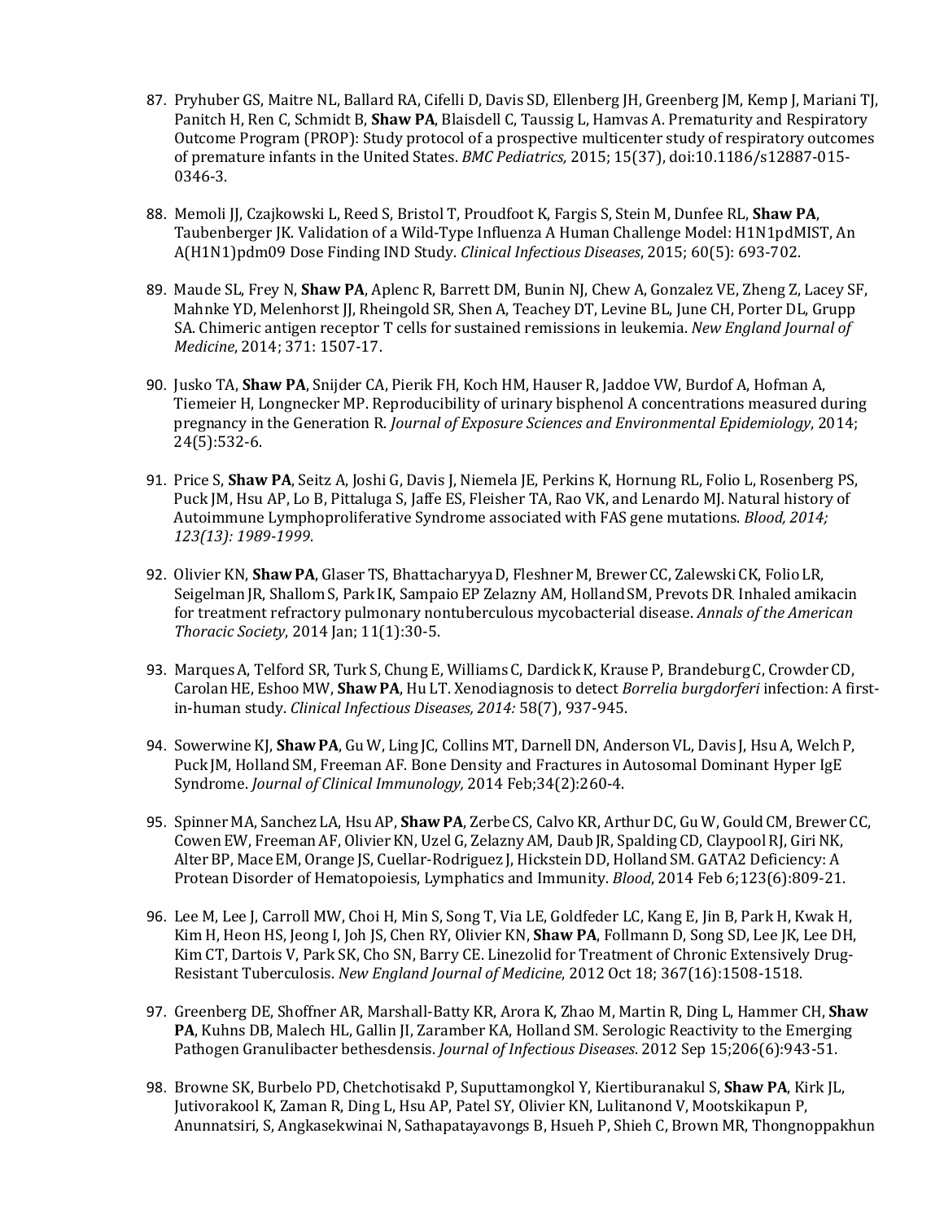87. Pryhuber GS, Maitre NL, Ballard RA, Cifelli D, Davis SD, Ellenberg JH, Greenberg JM, Kemp J, Mariani TJ, Panitch H, Ren C, Schmidt B, **Shaw PA**, Blaisdell C, Taussig L, Hamvas A. Prematurity and Respiratory Outcome Program (PROP): Study protocol of a prospective multicenter study of respiratory outcomes of premature infants in the United States. *BMC Pediatrics,* 2015; 15(37), doi:10.1186/s12887-015-0346-3.

88. Memoli JJ, Czajkowski L, Reed S, Bristol T, Proudfoot K, Fargis S, Stein M, Dunfee RL, **Shaw PA**, Taubenberger JK. Validation of a Wild-Type Influenza A Human Challenge Model: H1N1pdMIST, An A(H1N1)pdm09 Dose Finding IND Study. *Clinical Infectious Diseases*, 2015; 60(5): 693-702.

89. Maude SL, Frey N, **Shaw PA**, Aplenc R, Barrett DM, Bunin NJ, Chew A, Gonzalez VE, Zheng Z, Lacey SF, Mahnke YD, Melenhorst JJ, Rheingold SR, Shen A, Teachey DT, Levine BL, June CH, Porter DL, Grupp SA. Chimeric antigen receptor T cells for sustained remissions in leukemia. *New England Journal of Medicine*, 2014; 371: 1507-17.

90. Jusko TA, **Shaw PA**, Snijder CA, Pierik FH, Koch HM, Hauser R, Jaddoe VW, Burdof A, Hofman A, Tiemeier H, Longnecker MP. Reproducibility of urinary bisphenol A concentrations measured during pregnancy in the Generation R. *Journal of Exposure Sciences and Environmental Epidemiology*, 2014; 24(5):532-6.

91. Price S, **Shaw PA**, Seitz A, Joshi G, Davis J, Niemela JE, Perkins K, Hornung RL, Folio L, Rosenberg PS, Puck JM, Hsu AP, Lo B, Pittaluga S, Jaffe ES, Fleisher TA, Rao VK, and Lenardo MJ. Natural history of Autoimmune Lymphoproliferative Syndrome associated with FAS gene mutations. *Blood, 2014; 123(13): 1989-1999*.

92. Olivier KN, **Shaw PA**, Glaser TS, Bhattacharyya D, Fleshner M, Brewer CC, Zalewski CK, Folio LR, Seigelman JR, Shallom S, Park IK, Sampaio EP Zelazny AM, Holland SM, Prevots DR. Inhaled amikacin for treatment refractory pulmonary nontuberculous mycobacterial disease. *Annals of the American Thoracic Society*, 2014 Jan; 11(1):30-5.

93. Marques A, Telford SR, Turk S, Chung E, Williams C, Dardick K, Krause P, Brandeburg C, Crowder CD, Carolan HE, Eshoo MW, **Shaw PA**, Hu LT. Xenodiagnosis to detect *Borrelia burgdorferi* infection: A first-in-human study. *Clinical Infectious Diseases, 2014:* 58(7), 937-945.

94. Sowerwine KJ, **Shaw PA**, Gu W, Ling JC, Collins MT, Darnell DN, Anderson VL, Davis J, Hsu A, Welch P, Puck JM, Holland SM, Freeman AF. Bone Density and Fractures in Autosomal Dominant Hyper IgE Syndrome. *Journal of Clinical Immunology,* 2014 Feb;34(2):260-4.

95. Spinner MA, Sanchez LA, Hsu AP, **Shaw PA**, Zerbe CS, Calvo KR, Arthur DC, Gu W, Gould CM, Brewer CC, Cowen EW, Freeman AF, Olivier KN, Uzel G, Zelazny AM, Daub JR, Spalding CD, Claypool RJ, Giri NK, Alter BP, Mace EM, Orange JS, Cuellar-Rodriguez J, Hickstein DD, Holland SM. GATA2 Deficiency: A Protean Disorder of Hematopoiesis, Lymphatics and Immunity. *Blood*, 2014 Feb 6;123(6):809-21.

96. Lee M, Lee J, Carroll MW, Choi H, Min S, Song T, Via LE, Goldfeder LC, Kang E, Jin B, Park H, Kwak H, Kim H, Heon HS, Jeong I, Joh JS, Chen RY, Olivier KN, **Shaw PA**, Follmann D, Song SD, Lee JK, Lee DH, Kim CT, Dartois V, Park SK, Cho SN, Barry CE. Linezolid for Treatment of Chronic Extensively Drug-Resistant Tuberculosis. *New England Journal of Medicine*, 2012 Oct 18; 367(16):1508-1518.

97. Greenberg DE, Shoffner AR, Marshall-Batty KR, Arora K, Zhao M, Martin R, Ding L, Hammer CH, **Shaw PA**, Kuhns DB, Malech HL, Gallin JI, Zaramber KA, Holland SM. Serologic Reactivity to the Emerging Pathogen Granulibacter bethesdensis. *Journal of Infectious Diseases*. 2012 Sep 15;206(6):943-51.

98. Browne SK, Burbelo PD, Chetchotisakd P, Suputtamongkol Y, Kiertiburanakul S, **Shaw PA**, Kirk JL, Jutivorakool K, Zaman R, Ding L, Hsu AP, Patel SY, Olivier KN, Lulitanond V, Mootskikapun P, Anunnatsiri, S, Angkasekwinai N, Sathapatayavongs B, Hsueh P, Shieh C, Brown MR, Thongnoppakhun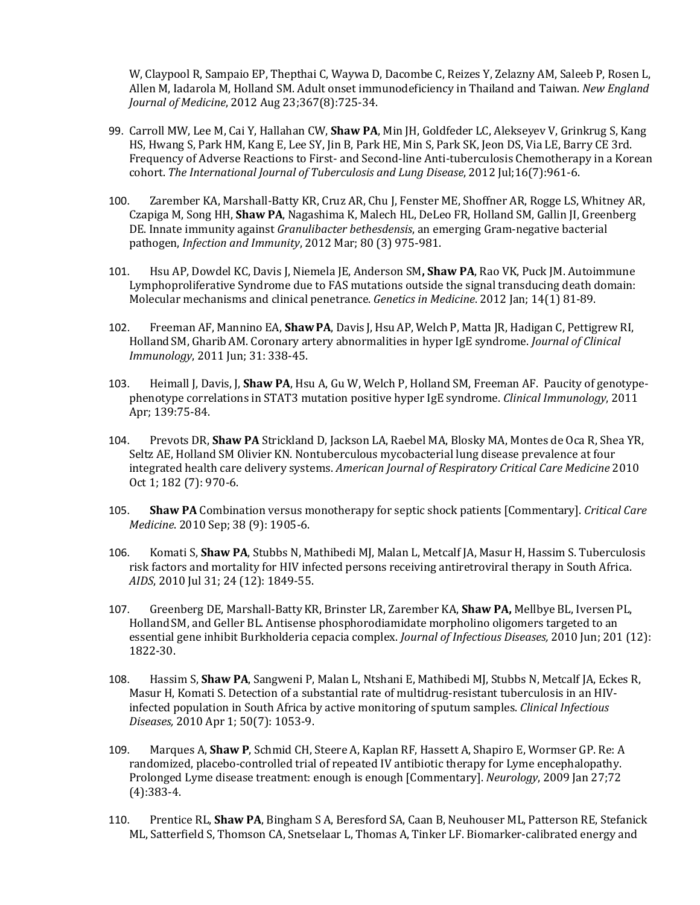W, Claypool R, Sampaio EP, Thepthai C, Waywa D, Dacombe C, Reizes Y, Zelazny AM, Saleeb P, Rosen L, Allen M, Iadarola M, Holland SM. Adult onset immunodeficiency in Thailand and Taiwan. *New England Journal of Medicine*, 2012 Aug 23;367(8):725-34.

99. Carroll MW, Lee M, Cai Y, Hallahan CW, **Shaw PA**, Min JH, Goldfeder LC, Alekseyev V, Grinkrug S, Kang HS, Hwang S, Park HM, Kang E, Lee SY, Jin B, Park HE, Min S, Park SK, Jeon DS, Via LE, Barry CE 3rd. Frequency of Adverse Reactions to First- and Second-line Anti-tuberculosis Chemotherapy in a Korean cohort. *The International Journal of Tuberculosis and Lung Disease*, 2012 Jul;16(7):961-6.

100. Zarember KA, Marshall-Batty KR, Cruz AR, Chu J, Fenster ME, Shoffner AR, Rogge LS, Whitney AR, Czapiga M, Song HH, **Shaw PA**, Nagashima K, Malech HL, DeLeo FR, Holland SM, Gallin JI, Greenberg DE. Innate immunity against *Granulibacter bethesdensis*, an emerging Gram-negative bacterial pathogen, *Infection and Immunity*, 2012 Mar; 80 (3) 975-981.

101. Hsu AP, Dowdel KC, Davis J, Niemela JE, Anderson SM**, Shaw PA**, Rao VK, Puck JM. Autoimmune Lymphoproliferative Syndrome due to FAS mutations outside the signal transducing death domain: Molecular mechanisms and clinical penetrance. *Genetics in Medicine*. 2012 Jan; 14(1) 81-89.

102. Freeman AF, Mannino EA, **Shaw PA**, Davis J, Hsu AP, Welch P, Matta JR, Hadigan C, Pettigrew RI, Holland SM, Gharib AM. Coronary artery abnormalities in hyper IgE syndrome. *Journal of Clinical Immunology*, 2011 Jun; 31: 338-45.

103. Heimall J, Davis, J, **Shaw PA**, Hsu A, Gu W, Welch P, Holland SM, Freeman AF. Paucity of genotype-phenotype correlations in STAT3 mutation positive hyper IgE syndrome. *Clinical Immunology*, 2011 Apr; 139:75-84.

104. Prevots DR, **Shaw PA** Strickland D, Jackson LA, Raebel MA, Blosky MA, Montes de Oca R, Shea YR, Seltz AE, Holland SM Olivier KN. Nontuberculous mycobacterial lung disease prevalence at four integrated health care delivery systems. *American Journal of Respiratory Critical Care Medicine* 2010 Oct 1; 182 (7): 970-6.

105. **Shaw PA** Combination versus monotherapy for septic shock patients [Commentary]. *Critical Care Medicine*. 2010 Sep; 38 (9): 1905-6.

106. Komati S, **Shaw PA**, Stubbs N, Mathibedi MJ, Malan L, Metcalf JA, Masur H, Hassim S. Tuberculosis risk factors and mortality for HIV infected persons receiving antiretroviral therapy in South Africa. *AIDS*, 2010 Jul 31; 24 (12): 1849-55.

107. Greenberg DE, Marshall-Batty KR, Brinster LR, Zarember KA, **Shaw PA,** Mellbye BL, Iversen PL, Holland SM, and Geller BL. Antisense phosphorodiamidate morpholino oligomers targeted to an essential gene inhibit Burkholderia cepacia complex. *Journal of Infectious Diseases,* 2010 Jun; 201 (12): 1822-30.

108. Hassim S, **Shaw PA**, Sangweni P, Malan L, Ntshani E, Mathibedi MJ, Stubbs N, Metcalf JA, Eckes R, Masur H, Komati S. Detection of a substantial rate of multidrug-resistant tuberculosis in an HIV-infected population in South Africa by active monitoring of sputum samples. *Clinical Infectious Diseases,* 2010 Apr 1; 50(7): 1053-9.

109. Marques A, **Shaw P**, Schmid CH, Steere A, Kaplan RF, Hassett A, Shapiro E, Wormser GP. Re: A randomized, placebo-controlled trial of repeated IV antibiotic therapy for Lyme encephalopathy. Prolonged Lyme disease treatment: enough is enough [Commentary]. *Neurology*, 2009 Jan 27;72 (4):383-4.

110. Prentice RL, **Shaw PA**, Bingham S A, Beresford SA, Caan B, Neuhouser ML, Patterson RE, Stefanick ML, Satterfield S, Thomson CA, Snetselaar L, Thomas A, Tinker LF. Biomarker-calibrated energy and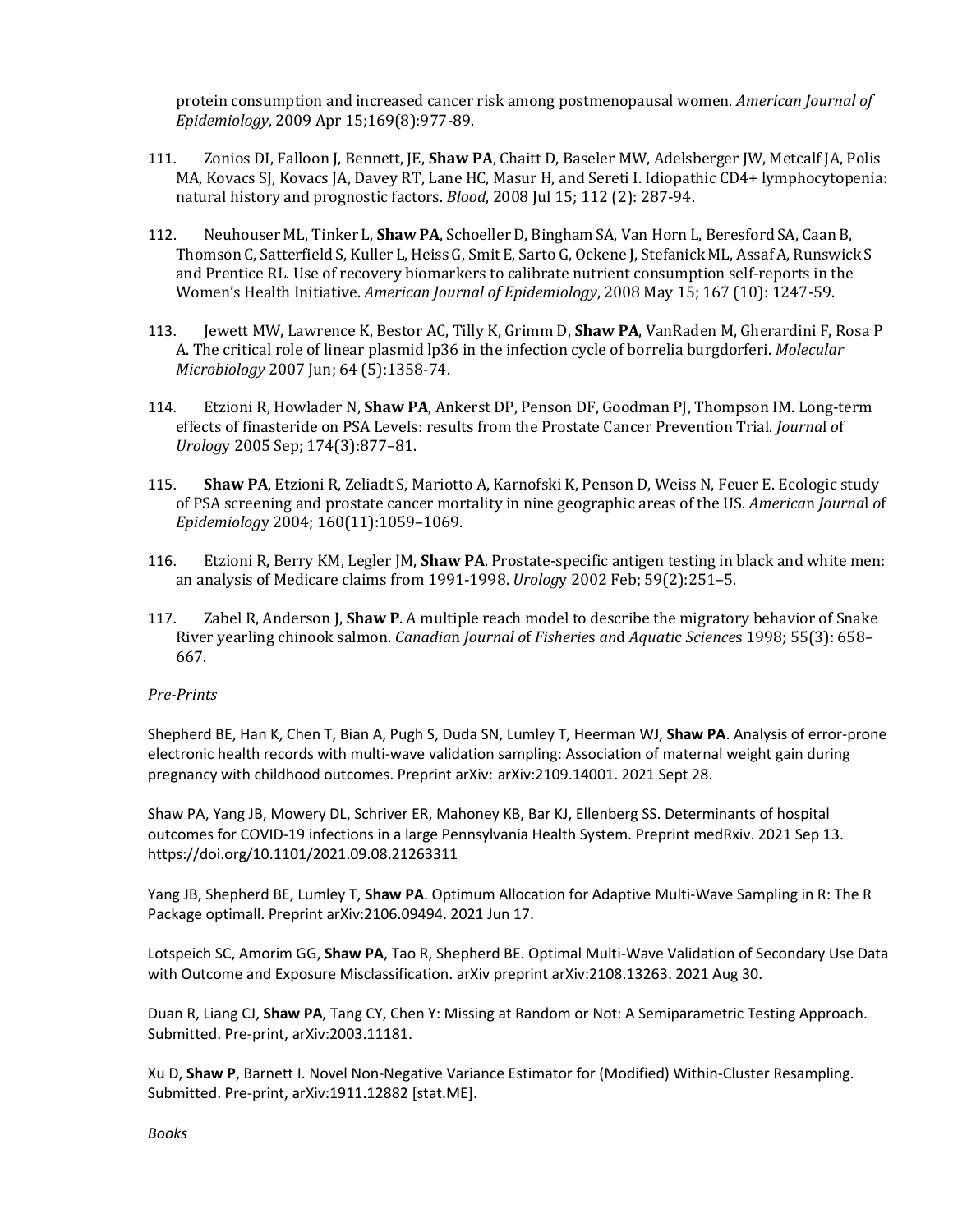protein consumption and increased cancer risk among postmenopausal women. *American Journal of Epidemiology*, 2009 Apr 15;169(8):977-89.

111. Zonios DI, Falloon J, Bennett, JE, **Shaw PA**, Chaitt D, Baseler MW, Adelsberger JW, Metcalf JA, Polis MA, Kovacs SJ, Kovacs JA, Davey RT, Lane HC, Masur H, and Sereti I. Idiopathic CD4+ lymphocytopenia: natural history and prognostic factors. *Blood*, 2008 Jul 15; 112 (2): 287-94.

112. Neuhouser ML, Tinker L, **Shaw PA**, Schoeller D, Bingham SA, Van Horn L, Beresford SA, Caan B, Thomson C, Satterfield S, Kuller L, Heiss G, Smit E, Sarto G, Ockene J, Stefanick ML, Assaf A, Runswick S and Prentice RL. Use of recovery biomarkers to calibrate nutrient consumption self-reports in the Women's Health Initiative. *American Journal of Epidemiology*, 2008 May 15; 167 (10): 1247-59.

113. Jewett MW, Lawrence K, Bestor AC, Tilly K, Grimm D, **Shaw PA**, VanRaden M, Gherardini F, Rosa P A. The critical role of linear plasmid lp36 in the infection cycle of borrelia burgdorferi. *Molecular Microbiology* 2007 Jun; 64 (5):1358-74.

114. Etzioni R, Howlader N, **Shaw PA**, Ankerst DP, Penson DF, Goodman PJ, Thompson IM. Long-term effects of finasteride on PSA Levels: results from the Prostate Cancer Prevention Trial. *Journal of Urology* 2005 Sep; 174(3):877–81.

115. **Shaw PA**, Etzioni R, Zeliadt S, Mariotto A, Karnofski K, Penson D, Weiss N, Feuer E. Ecologic study of PSA screening and prostate cancer mortality in nine geographic areas of the US. *American Journal of Epidemiology* 2004; 160(11):1059–1069.

116. Etzioni R, Berry KM, Legler JM, **Shaw PA**. Prostate-specific antigen testing in black and white men: an analysis of Medicare claims from 1991-1998. *Urology* 2002 Feb; 59(2):251–5.

117. Zabel R, Anderson J, **Shaw P**. A multiple reach model to describe the migratory behavior of Snake River yearling chinook salmon. *Canadian Journal of Fisheries and Aquatic Sciences* 1998; 55(3): 658–667.

*Pre-Prints*

Shepherd BE, Han K, Chen T, Bian A, Pugh S, Duda SN, Lumley T, Heerman WJ, **Shaw PA**. Analysis of error-prone electronic health records with multi-wave validation sampling: Association of maternal weight gain during pregnancy with childhood outcomes. Preprint arXiv: arXiv:2109.14001. 2021 Sept 28.

Shaw PA, Yang JB, Mowery DL, Schriver ER, Mahoney KB, Bar KJ, Ellenberg SS. Determinants of hospital outcomes for COVID-19 infections in a large Pennsylvania Health System. Preprint medRxiv. 2021 Sep 13. https://doi.org/10.1101/2021.09.08.21263311

Yang JB, Shepherd BE, Lumley T, **Shaw PA**. Optimum Allocation for Adaptive Multi-Wave Sampling in R: The R Package optimall. Preprint arXiv:2106.09494. 2021 Jun 17.

Lotspeich SC, Amorim GG, **Shaw PA**, Tao R, Shepherd BE. Optimal Multi-Wave Validation of Secondary Use Data with Outcome and Exposure Misclassification. arXiv preprint arXiv:2108.13263. 2021 Aug 30.

Duan R, Liang CJ, **Shaw PA**, Tang CY, Chen Y: Missing at Random or Not: A Semiparametric Testing Approach. Submitted. Pre-print, arXiv:2003.11181.

Xu D, **Shaw P**, Barnett I. Novel Non-Negative Variance Estimator for (Modified) Within-Cluster Resampling. Submitted. Pre-print, arXiv:1911.12882 [stat.ME].

*Books*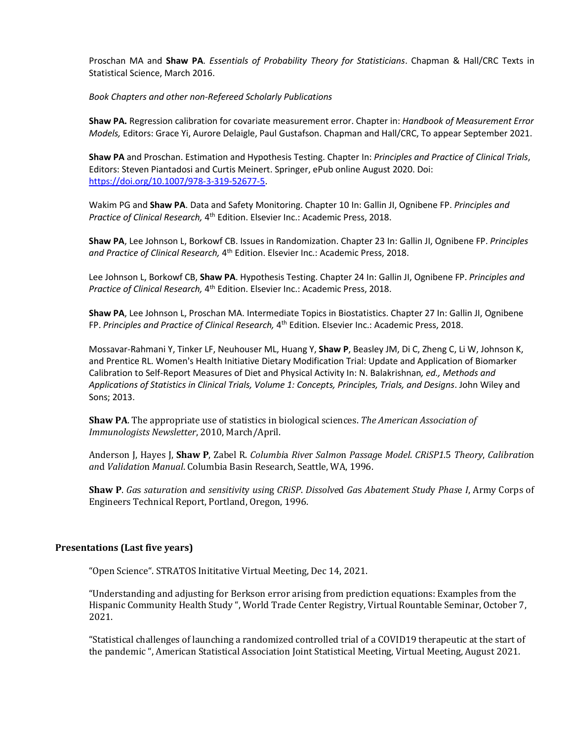Proschan MA and **Shaw PA**. *Essentials of Probability Theory for Statisticians*. Chapman & Hall/CRC Texts in Statistical Science, March 2016.

*Book Chapters and other non-Refereed Scholarly Publications*

**Shaw PA.** Regression calibration for covariate measurement error. Chapter in: *Handbook of Measurement Error Models,* Editors: Grace Yi, Aurore Delaigle, Paul Gustafson. Chapman and Hall/CRC, To appear September 2021.

**Shaw PA** and Proschan. Estimation and Hypothesis Testing. Chapter In: *Principles and Practice of Clinical Trials*, Editors: Steven Piantadosi and Curtis Meinert. Springer, ePub online August 2020. Doi: https://doi.org/10.1007/978-3-319-52677-5.

Wakim PG and **Shaw PA**. Data and Safety Monitoring. Chapter 10 In: Gallin JI, Ognibene FP. *Principles and Practice of Clinical Research,* 4th Edition. Elsevier Inc.: Academic Press, 2018.

**Shaw PA**, Lee Johnson L, Borkowf CB. Issues in Randomization. Chapter 23 In: Gallin JI, Ognibene FP. *Principles and Practice of Clinical Research,* 4th Edition. Elsevier Inc.: Academic Press, 2018.

Lee Johnson L, Borkowf CB, **Shaw PA**. Hypothesis Testing. Chapter 24 In: Gallin JI, Ognibene FP. *Principles and Practice of Clinical Research,* 4th Edition. Elsevier Inc.: Academic Press, 2018.

**Shaw PA**, Lee Johnson L, Proschan MA. Intermediate Topics in Biostatistics. Chapter 27 In: Gallin JI, Ognibene FP. *Principles and Practice of Clinical Research,* 4th Edition. Elsevier Inc.: Academic Press, 2018.

Mossavar-Rahmani Y, Tinker LF, Neuhouser ML, Huang Y, **Shaw P**, Beasley JM, Di C, Zheng C, Li W, Johnson K, and Prentice RL. Women's Health Initiative Dietary Modification Trial: Update and Application of Biomarker Calibration to Self-Report Measures of Diet and Physical Activity In: N. Balakrishnan*, ed., Methods and Applications of Statistics in Clinical Trials, Volume 1: Concepts, Principles, Trials, and Designs*. John Wiley and Sons; 2013.

**Shaw PA**. The appropriate use of statistics in biological sciences. *The American Association of Immunologists Newsletter*, 2010, March/April.

Anderson J, Hayes J, **Shaw P**, Zabel R. *Columbia River Salmon Passage Model. CRiSP1.5 Theory, Calibration and Validation Manual*. Columbia Basin Research, Seattle, WA, 1996.

**Shaw P**. *Gas saturation and sensitivity using CRiSP. Dissolved Gas Abatement Study Phase I*, Army Corps of Engineers Technical Report, Portland, Oregon, 1996.

## Presentations (Last five years)

"Open Science". STRATOS Inititative Virtual Meeting, Dec 14, 2021.

"Understanding and adjusting for Berkson error arising from prediction equations: Examples from the Hispanic Community Health Study ", World Trade Center Registry, Virtual Rountable Seminar, October 7, 2021.

"Statistical challenges of launching a randomized controlled trial of a COVID19 therapeutic at the start of the pandemic ", American Statistical Association Joint Statistical Meeting, Virtual Meeting, August 2021.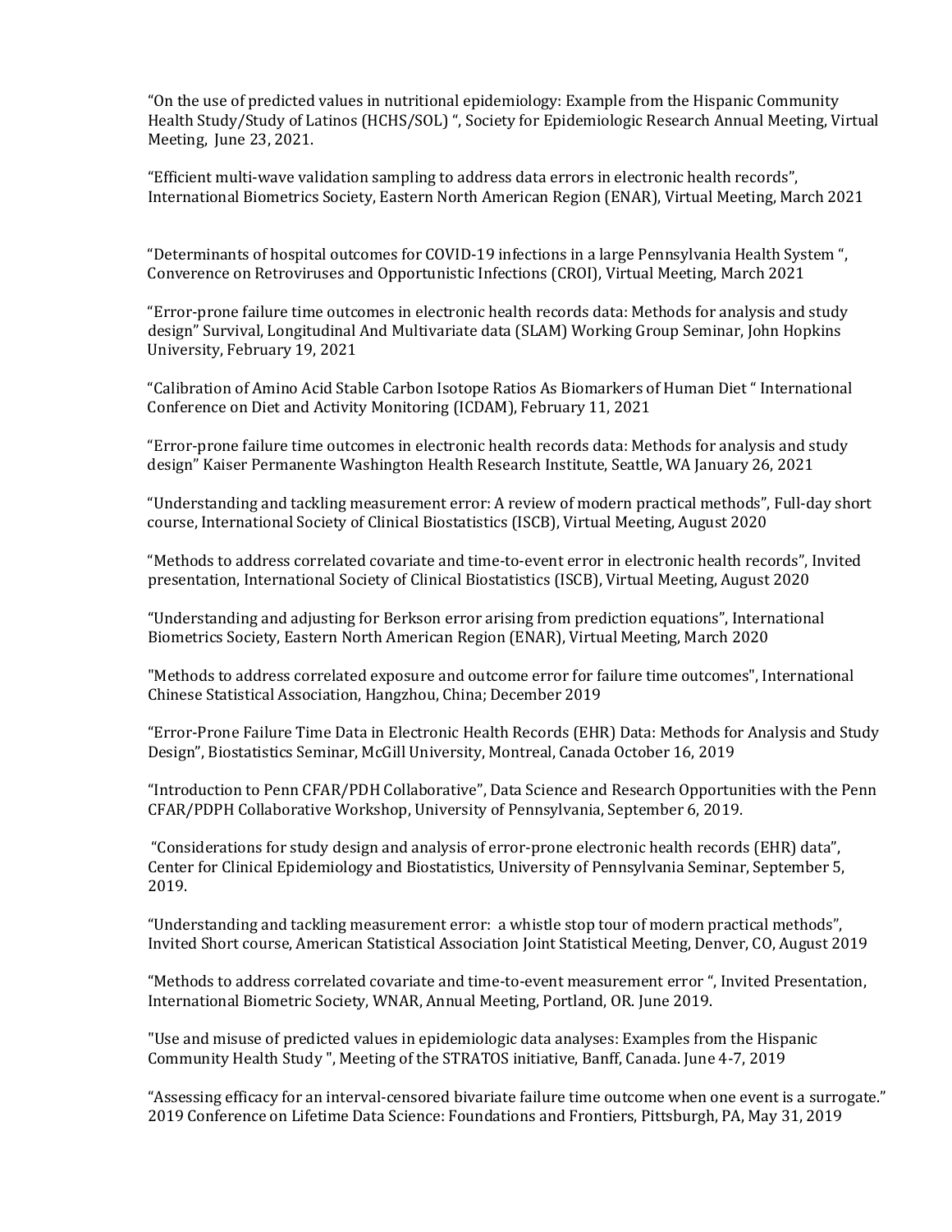"On the use of predicted values in nutritional epidemiology: Example from the Hispanic Community Health Study/Study of Latinos (HCHS/SOL) ", Society for Epidemiologic Research Annual Meeting, Virtual Meeting, June 23, 2021.

"Efficient multi-wave validation sampling to address data errors in electronic health records", International Biometrics Society, Eastern North American Region (ENAR), Virtual Meeting, March 2021

"Determinants of hospital outcomes for COVID-19 infections in a large Pennsylvania Health System ", Converence on Retroviruses and Opportunistic Infections (CROI), Virtual Meeting, March 2021

"Error-prone failure time outcomes in electronic health records data: Methods for analysis and study design" Survival, Longitudinal And Multivariate data (SLAM) Working Group Seminar, John Hopkins University, February 19, 2021

"Calibration of Amino Acid Stable Carbon Isotope Ratios As Biomarkers of Human Diet " International Conference on Diet and Activity Monitoring (ICDAM), February 11, 2021

"Error-prone failure time outcomes in electronic health records data: Methods for analysis and study design" Kaiser Permanente Washington Health Research Institute, Seattle, WA January 26, 2021

"Understanding and tackling measurement error: A review of modern practical methods", Full-day short course, International Society of Clinical Biostatistics (ISCB), Virtual Meeting, August 2020

"Methods to address correlated covariate and time-to-event error in electronic health records", Invited presentation, International Society of Clinical Biostatistics (ISCB), Virtual Meeting, August 2020

"Understanding and adjusting for Berkson error arising from prediction equations", International Biometrics Society, Eastern North American Region (ENAR), Virtual Meeting, March 2020

"Methods to address correlated exposure and outcome error for failure time outcomes", International Chinese Statistical Association, Hangzhou, China; December 2019

"Error-Prone Failure Time Data in Electronic Health Records (EHR) Data: Methods for Analysis and Study Design", Biostatistics Seminar, McGill University, Montreal, Canada October 16, 2019

"Introduction to Penn CFAR/PDH Collaborative", Data Science and Research Opportunities with the Penn CFAR/PDPH Collaborative Workshop, University of Pennsylvania, September 6, 2019.

"Considerations for study design and analysis of error-prone electronic health records (EHR) data", Center for Clinical Epidemiology and Biostatistics, University of Pennsylvania Seminar, September 5, 2019.

"Understanding and tackling measurement error: a whistle stop tour of modern practical methods", Invited Short course, American Statistical Association Joint Statistical Meeting, Denver, CO, August 2019

"Methods to address correlated covariate and time-to-event measurement error ", Invited Presentation, International Biometric Society, WNAR, Annual Meeting, Portland, OR. June 2019.

"Use and misuse of predicted values in epidemiologic data analyses: Examples from the Hispanic Community Health Study ", Meeting of the STRATOS initiative, Banff, Canada. June 4-7, 2019

"Assessing efficacy for an interval-censored bivariate failure time outcome when one event is a surrogate." 2019 Conference on Lifetime Data Science: Foundations and Frontiers, Pittsburgh, PA, May 31, 2019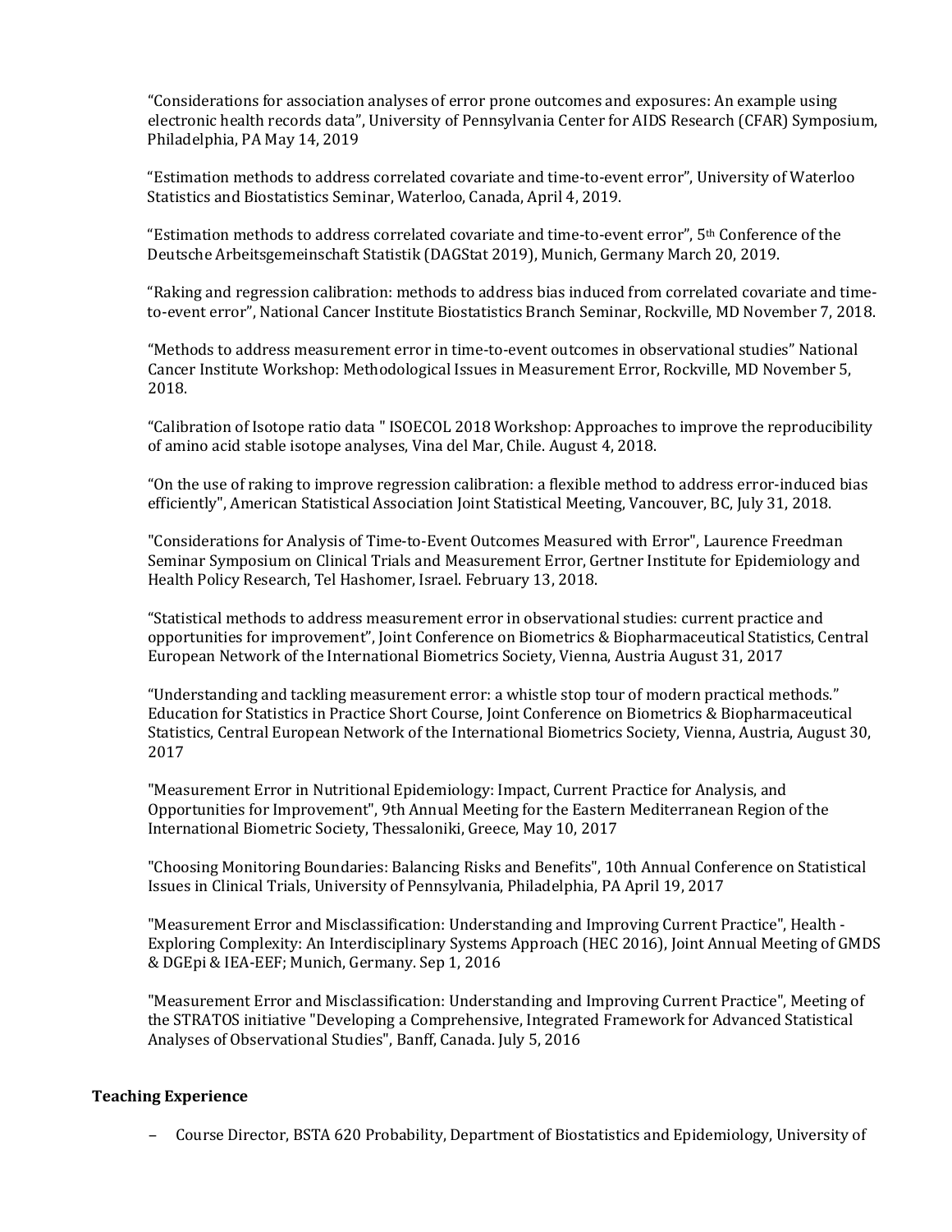"Considerations for association analyses of error prone outcomes and exposures: An example using electronic health records data", University of Pennsylvania Center for AIDS Research (CFAR) Symposium, Philadelphia, PA May 14, 2019

"Estimation methods to address correlated covariate and time-to-event error", University of Waterloo Statistics and Biostatistics Seminar, Waterloo, Canada, April 4, 2019.

"Estimation methods to address correlated covariate and time-to-event error", 5th Conference of the Deutsche Arbeitsgemeinschaft Statistik (DAGStat 2019), Munich, Germany March 20, 2019.

"Raking and regression calibration: methods to address bias induced from correlated covariate and time-to-event error", National Cancer Institute Biostatistics Branch Seminar, Rockville, MD November 7, 2018.

"Methods to address measurement error in time-to-event outcomes in observational studies" National Cancer Institute Workshop: Methodological Issues in Measurement Error, Rockville, MD November 5, 2018.

"Calibration of Isotope ratio data " ISOECOL 2018 Workshop: Approaches to improve the reproducibility of amino acid stable isotope analyses, Vina del Mar, Chile. August 4, 2018.

"On the use of raking to improve regression calibration: a flexible method to address error-induced bias efficiently", American Statistical Association Joint Statistical Meeting, Vancouver, BC, July 31, 2018.

"Considerations for Analysis of Time-to-Event Outcomes Measured with Error", Laurence Freedman Seminar Symposium on Clinical Trials and Measurement Error, Gertner Institute for Epidemiology and Health Policy Research, Tel Hashomer, Israel. February 13, 2018.

"Statistical methods to address measurement error in observational studies: current practice and opportunities for improvement", Joint Conference on Biometrics & Biopharmaceutical Statistics, Central European Network of the International Biometrics Society, Vienna, Austria August 31, 2017

"Understanding and tackling measurement error: a whistle stop tour of modern practical methods." Education for Statistics in Practice Short Course, Joint Conference on Biometrics & Biopharmaceutical Statistics, Central European Network of the International Biometrics Society, Vienna, Austria, August 30, 2017

"Measurement Error in Nutritional Epidemiology: Impact, Current Practice for Analysis, and Opportunities for Improvement", 9th Annual Meeting for the Eastern Mediterranean Region of the International Biometric Society, Thessaloniki, Greece, May 10, 2017

"Choosing Monitoring Boundaries: Balancing Risks and Benefits", 10th Annual Conference on Statistical Issues in Clinical Trials, University of Pennsylvania, Philadelphia, PA April 19, 2017

"Measurement Error and Misclassification: Understanding and Improving Current Practice", Health - Exploring Complexity: An Interdisciplinary Systems Approach (HEC 2016), Joint Annual Meeting of GMDS & DGEpi & IEA-EEF; Munich, Germany. Sep 1, 2016

"Measurement Error and Misclassification: Understanding and Improving Current Practice", Meeting of the STRATOS initiative "Developing a Comprehensive, Integrated Framework for Advanced Statistical Analyses of Observational Studies", Banff, Canada. July 5, 2016

**Teaching Experience**

- Course Director, BSTA 620 Probability, Department of Biostatistics and Epidemiology, University of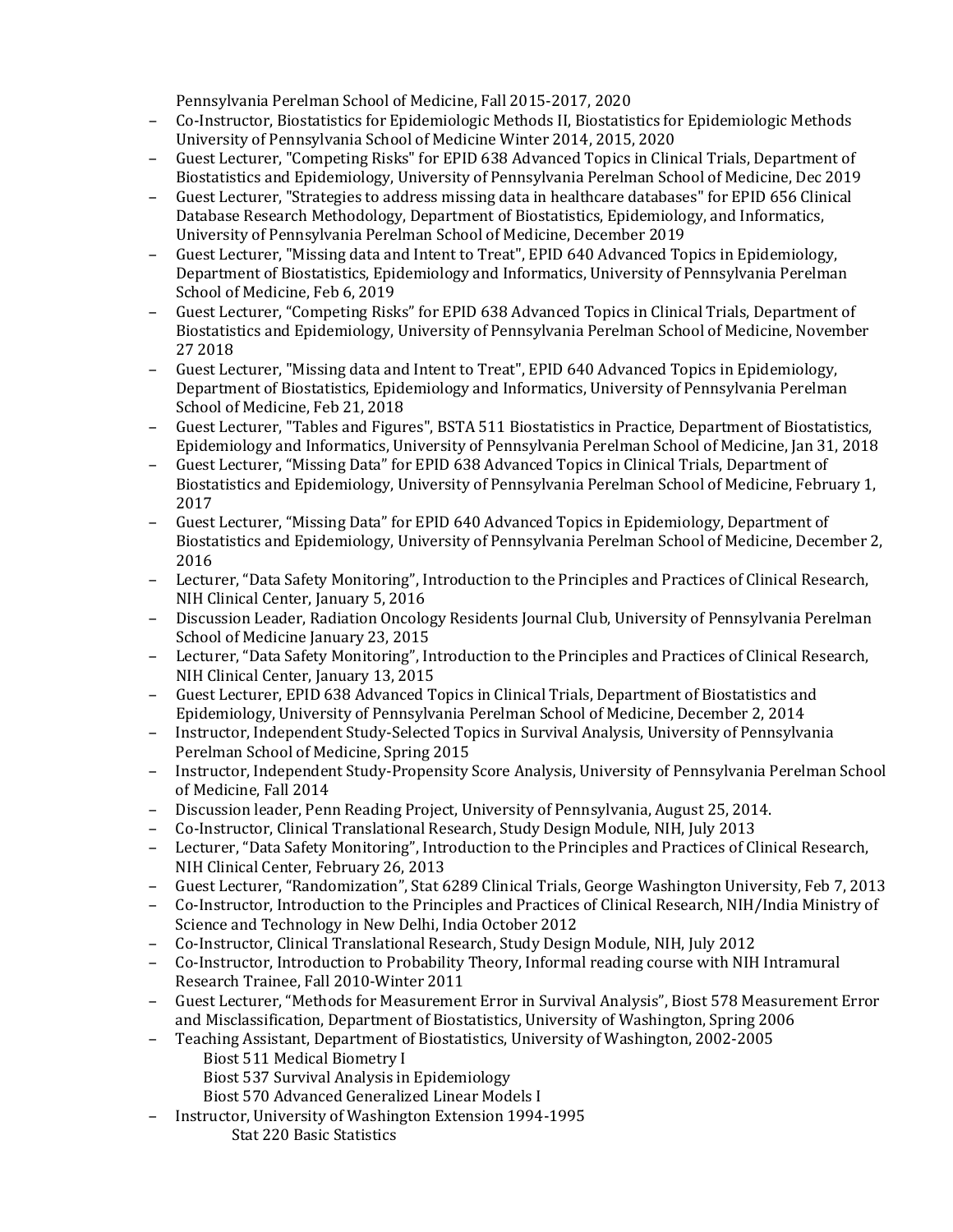Pennsylvania Perelman School of Medicine, Fall 2015-2017, 2020

- Co-Instructor, Biostatistics for Epidemiologic Methods II, Biostatistics for Epidemiologic Methods University of Pennsylvania School of Medicine Winter 2014, 2015, 2020
- Guest Lecturer, "Competing Risks" for EPID 638 Advanced Topics in Clinical Trials, Department of Biostatistics and Epidemiology, University of Pennsylvania Perelman School of Medicine, Dec 2019
- Guest Lecturer, "Strategies to address missing data in healthcare databases" for EPID 656 Clinical Database Research Methodology, Department of Biostatistics, Epidemiology, and Informatics, University of Pennsylvania Perelman School of Medicine, December 2019
- Guest Lecturer, "Missing data and Intent to Treat", EPID 640 Advanced Topics in Epidemiology, Department of Biostatistics, Epidemiology and Informatics, University of Pennsylvania Perelman School of Medicine, Feb 6, 2019
- Guest Lecturer, "Competing Risks" for EPID 638 Advanced Topics in Clinical Trials, Department of Biostatistics and Epidemiology, University of Pennsylvania Perelman School of Medicine, November 27 2018
- Guest Lecturer, "Missing data and Intent to Treat", EPID 640 Advanced Topics in Epidemiology, Department of Biostatistics, Epidemiology and Informatics, University of Pennsylvania Perelman School of Medicine, Feb 21, 2018
- Guest Lecturer, "Tables and Figures", BSTA 511 Biostatistics in Practice, Department of Biostatistics, Epidemiology and Informatics, University of Pennsylvania Perelman School of Medicine, Jan 31, 2018
- Guest Lecturer, "Missing Data" for EPID 638 Advanced Topics in Clinical Trials, Department of Biostatistics and Epidemiology, University of Pennsylvania Perelman School of Medicine, February 1, 2017
- Guest Lecturer, "Missing Data" for EPID 640 Advanced Topics in Epidemiology, Department of Biostatistics and Epidemiology, University of Pennsylvania Perelman School of Medicine, December 2, 2016
- Lecturer, "Data Safety Monitoring", Introduction to the Principles and Practices of Clinical Research, NIH Clinical Center, January 5, 2016
- Discussion Leader, Radiation Oncology Residents Journal Club, University of Pennsylvania Perelman School of Medicine January 23, 2015
- Lecturer, "Data Safety Monitoring", Introduction to the Principles and Practices of Clinical Research, NIH Clinical Center, January 13, 2015
- Guest Lecturer, EPID 638 Advanced Topics in Clinical Trials, Department of Biostatistics and Epidemiology, University of Pennsylvania Perelman School of Medicine, December 2, 2014
- Instructor, Independent Study-Selected Topics in Survival Analysis, University of Pennsylvania Perelman School of Medicine, Spring 2015
- Instructor, Independent Study-Propensity Score Analysis, University of Pennsylvania Perelman School of Medicine, Fall 2014
- Discussion leader, Penn Reading Project, University of Pennsylvania, August 25, 2014.
- Co-Instructor, Clinical Translational Research, Study Design Module, NIH, July 2013
- Lecturer, "Data Safety Monitoring", Introduction to the Principles and Practices of Clinical Research, NIH Clinical Center, February 26, 2013
- Guest Lecturer, "Randomization", Stat 6289 Clinical Trials, George Washington University, Feb 7, 2013
- Co-Instructor, Introduction to the Principles and Practices of Clinical Research, NIH/India Ministry of Science and Technology in New Delhi, India October 2012
- Co-Instructor, Clinical Translational Research, Study Design Module, NIH, July 2012
- Co-Instructor, Introduction to Probability Theory, Informal reading course with NIH Intramural Research Trainee, Fall 2010-Winter 2011
- Guest Lecturer, "Methods for Measurement Error in Survival Analysis", Biost 578 Measurement Error and Misclassification, Department of Biostatistics, University of Washington, Spring 2006
- Teaching Assistant, Department of Biostatistics, University of Washington, 2002-2005
  - Biost 511 Medical Biometry I
  - Biost 537 Survival Analysis in Epidemiology
  - Biost 570 Advanced Generalized Linear Models I
- Instructor, University of Washington Extension 1994-1995
  - Stat 220 Basic Statistics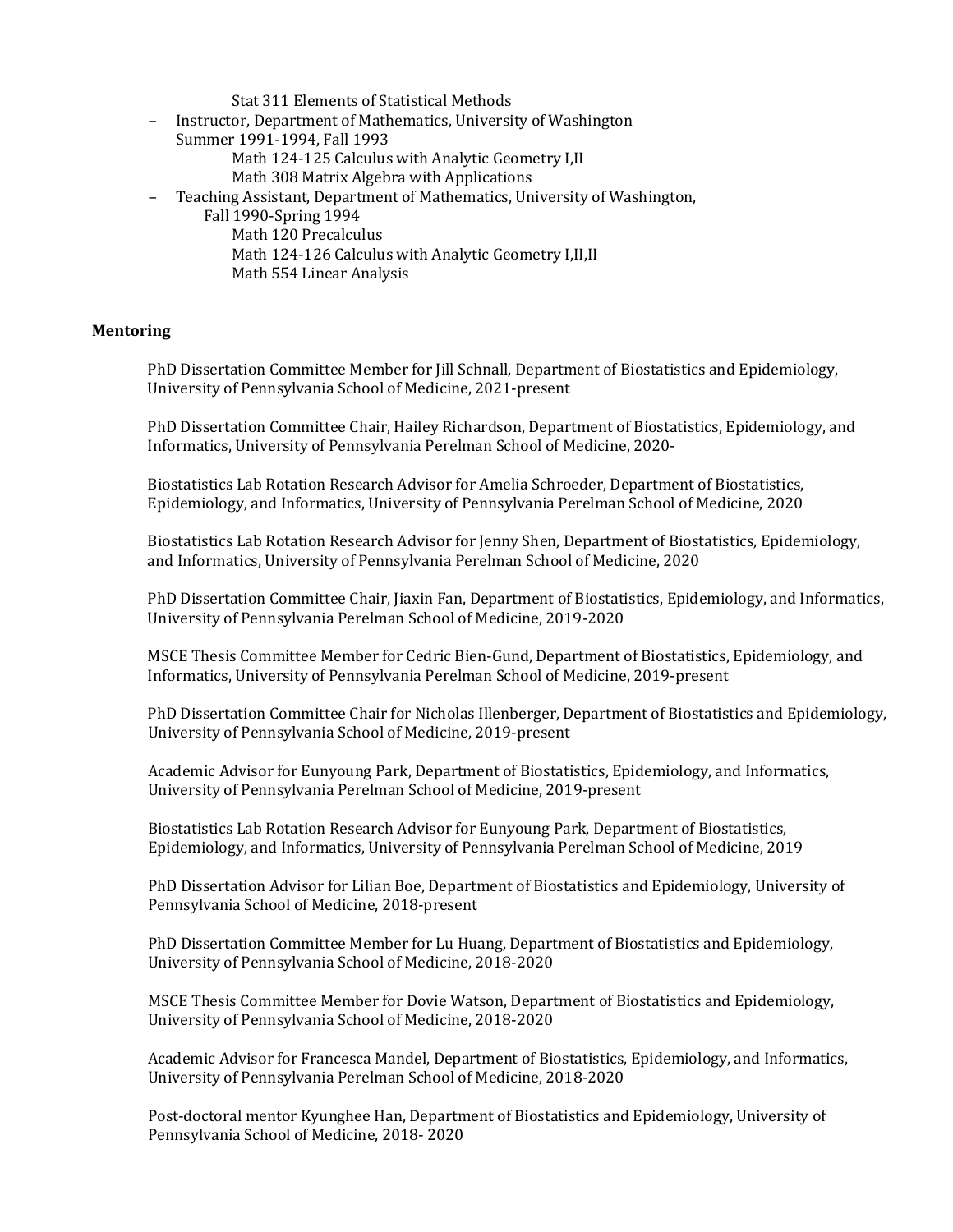Stat 311 Elements of Statistical Methods

- Instructor, Department of Mathematics, University of Washington
  Summer 1991-1994, Fall 1993
  - Math 124-125 Calculus with Analytic Geometry I,II
  - Math 308 Matrix Algebra with Applications
- Teaching Assistant, Department of Mathematics, University of Washington,
  Fall 1990-Spring 1994
  - Math 120 Precalculus
  - Math 124-126 Calculus with Analytic Geometry I,II,II
  - Math 554 Linear Analysis

**Mentoring**

PhD Dissertation Committee Member for Jill Schnall, Department of Biostatistics and Epidemiology, University of Pennsylvania School of Medicine, 2021-present

PhD Dissertation Committee Chair, Hailey Richardson, Department of Biostatistics, Epidemiology, and Informatics, University of Pennsylvania Perelman School of Medicine, 2020-

Biostatistics Lab Rotation Research Advisor for Amelia Schroeder, Department of Biostatistics, Epidemiology, and Informatics, University of Pennsylvania Perelman School of Medicine, 2020

Biostatistics Lab Rotation Research Advisor for Jenny Shen, Department of Biostatistics, Epidemiology, and Informatics, University of Pennsylvania Perelman School of Medicine, 2020

PhD Dissertation Committee Chair, Jiaxin Fan, Department of Biostatistics, Epidemiology, and Informatics, University of Pennsylvania Perelman School of Medicine, 2019-2020

MSCE Thesis Committee Member for Cedric Bien-Gund, Department of Biostatistics, Epidemiology, and Informatics, University of Pennsylvania Perelman School of Medicine, 2019-present

PhD Dissertation Committee Chair for Nicholas Illenberger, Department of Biostatistics and Epidemiology, University of Pennsylvania School of Medicine, 2019-present

Academic Advisor for Eunyoung Park, Department of Biostatistics, Epidemiology, and Informatics, University of Pennsylvania Perelman School of Medicine, 2019-present

Biostatistics Lab Rotation Research Advisor for Eunyoung Park, Department of Biostatistics, Epidemiology, and Informatics, University of Pennsylvania Perelman School of Medicine, 2019

PhD Dissertation Advisor for Lilian Boe, Department of Biostatistics and Epidemiology, University of Pennsylvania School of Medicine, 2018-present

PhD Dissertation Committee Member for Lu Huang, Department of Biostatistics and Epidemiology, University of Pennsylvania School of Medicine, 2018-2020

MSCE Thesis Committee Member for Dovie Watson, Department of Biostatistics and Epidemiology, University of Pennsylvania School of Medicine, 2018-2020

Academic Advisor for Francesca Mandel, Department of Biostatistics, Epidemiology, and Informatics, University of Pennsylvania Perelman School of Medicine, 2018-2020

Post-doctoral mentor Kyunghee Han, Department of Biostatistics and Epidemiology, University of Pennsylvania School of Medicine, 2018- 2020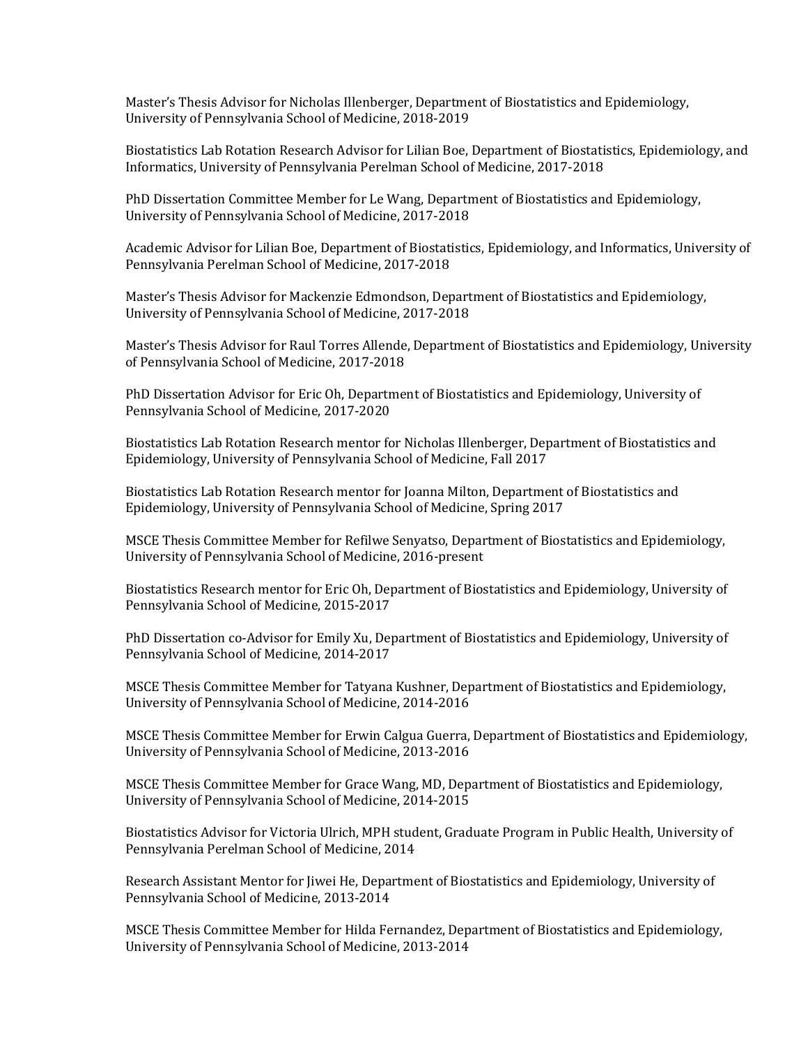Master's Thesis Advisor for Nicholas Illenberger, Department of Biostatistics and Epidemiology, University of Pennsylvania School of Medicine, 2018-2019

Biostatistics Lab Rotation Research Advisor for Lilian Boe, Department of Biostatistics, Epidemiology, and Informatics, University of Pennsylvania Perelman School of Medicine, 2017-2018

PhD Dissertation Committee Member for Le Wang, Department of Biostatistics and Epidemiology, University of Pennsylvania School of Medicine, 2017-2018

Academic Advisor for Lilian Boe, Department of Biostatistics, Epidemiology, and Informatics, University of Pennsylvania Perelman School of Medicine, 2017-2018

Master's Thesis Advisor for Mackenzie Edmondson, Department of Biostatistics and Epidemiology, University of Pennsylvania School of Medicine, 2017-2018

Master's Thesis Advisor for Raul Torres Allende, Department of Biostatistics and Epidemiology, University of Pennsylvania School of Medicine, 2017-2018

PhD Dissertation Advisor for Eric Oh, Department of Biostatistics and Epidemiology, University of Pennsylvania School of Medicine, 2017-2020

Biostatistics Lab Rotation Research mentor for Nicholas Illenberger, Department of Biostatistics and Epidemiology, University of Pennsylvania School of Medicine, Fall 2017

Biostatistics Lab Rotation Research mentor for Joanna Milton, Department of Biostatistics and Epidemiology, University of Pennsylvania School of Medicine, Spring 2017

MSCE Thesis Committee Member for Refilwe Senyatso, Department of Biostatistics and Epidemiology, University of Pennsylvania School of Medicine, 2016-present

Biostatistics Research mentor for Eric Oh, Department of Biostatistics and Epidemiology, University of Pennsylvania School of Medicine, 2015-2017

PhD Dissertation co-Advisor for Emily Xu, Department of Biostatistics and Epidemiology, University of Pennsylvania School of Medicine, 2014-2017

MSCE Thesis Committee Member for Tatyana Kushner, Department of Biostatistics and Epidemiology, University of Pennsylvania School of Medicine, 2014-2016

MSCE Thesis Committee Member for Erwin Calgua Guerra, Department of Biostatistics and Epidemiology, University of Pennsylvania School of Medicine, 2013-2016

MSCE Thesis Committee Member for Grace Wang, MD, Department of Biostatistics and Epidemiology, University of Pennsylvania School of Medicine, 2014-2015

Biostatistics Advisor for Victoria Ulrich, MPH student, Graduate Program in Public Health, University of Pennsylvania Perelman School of Medicine, 2014

Research Assistant Mentor for Jiwei He, Department of Biostatistics and Epidemiology, University of Pennsylvania School of Medicine, 2013-2014

MSCE Thesis Committee Member for Hilda Fernandez, Department of Biostatistics and Epidemiology, University of Pennsylvania School of Medicine, 2013-2014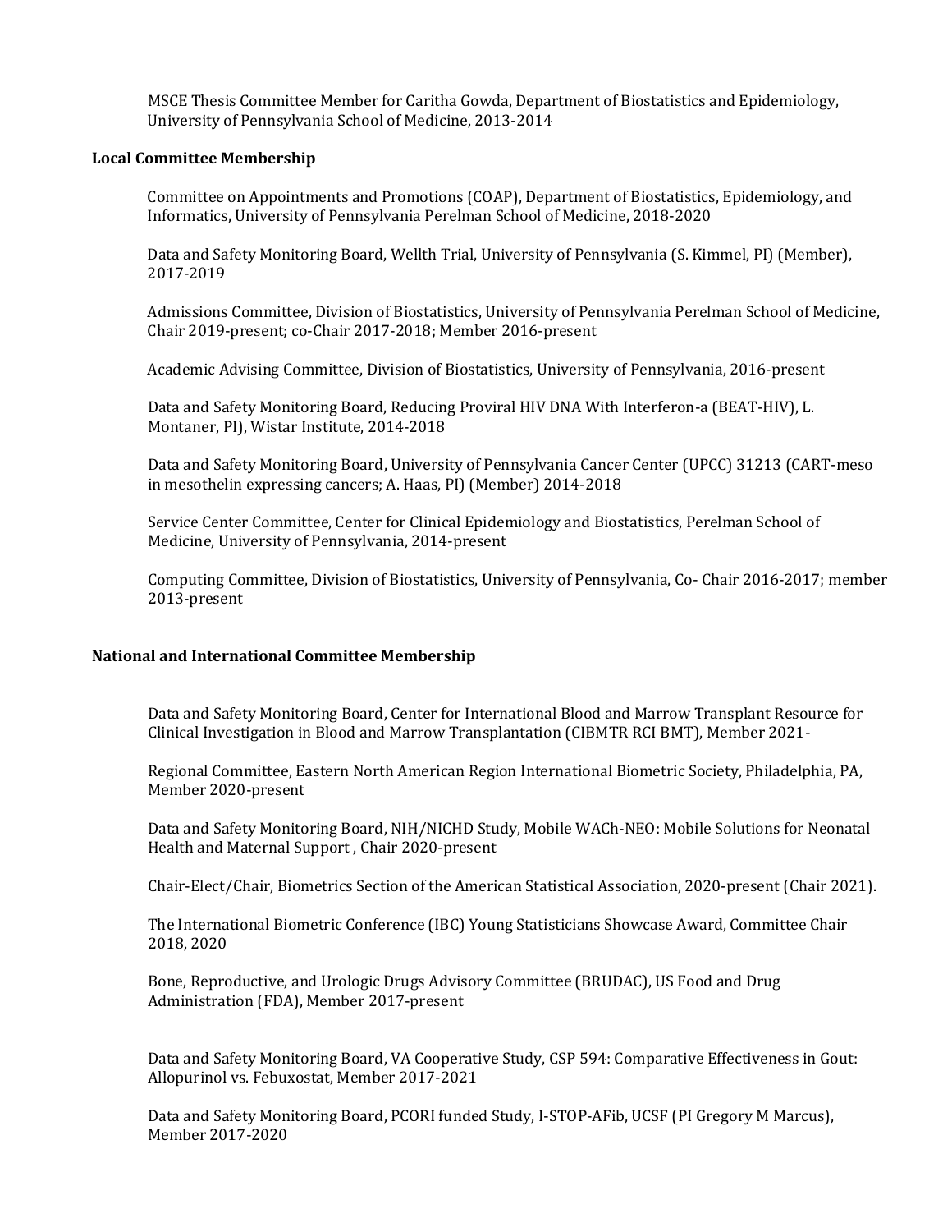MSCE Thesis Committee Member for Caritha Gowda, Department of Biostatistics and Epidemiology, University of Pennsylvania School of Medicine, 2013-2014

**Local Committee Membership**

Committee on Appointments and Promotions (COAP), Department of Biostatistics, Epidemiology, and Informatics, University of Pennsylvania Perelman School of Medicine, 2018-2020

Data and Safety Monitoring Board, Wellth Trial, University of Pennsylvania (S. Kimmel, PI) (Member), 2017-2019

Admissions Committee, Division of Biostatistics, University of Pennsylvania Perelman School of Medicine, Chair 2019-present; co-Chair 2017-2018; Member 2016-present

Academic Advising Committee, Division of Biostatistics, University of Pennsylvania, 2016-present

Data and Safety Monitoring Board, Reducing Proviral HIV DNA With Interferon-a (BEAT-HIV), L. Montaner, PI), Wistar Institute, 2014-2018

Data and Safety Monitoring Board, University of Pennsylvania Cancer Center (UPCC) 31213 (CART-meso in mesothelin expressing cancers; A. Haas, PI) (Member) 2014-2018

Service Center Committee, Center for Clinical Epidemiology and Biostatistics, Perelman School of Medicine, University of Pennsylvania, 2014-present

Computing Committee, Division of Biostatistics, University of Pennsylvania, Co- Chair 2016-2017; member 2013-present

**National and International Committee Membership**

Data and Safety Monitoring Board, Center for International Blood and Marrow Transplant Resource for Clinical Investigation in Blood and Marrow Transplantation (CIBMTR RCI BMT), Member 2021-

Regional Committee, Eastern North American Region International Biometric Society, Philadelphia, PA, Member 2020-present

Data and Safety Monitoring Board, NIH/NICHD Study, Mobile WACh-NEO: Mobile Solutions for Neonatal Health and Maternal Support , Chair 2020-present

Chair-Elect/Chair, Biometrics Section of the American Statistical Association, 2020-present (Chair 2021).

The International Biometric Conference (IBC) Young Statisticians Showcase Award, Committee Chair 2018, 2020

Bone, Reproductive, and Urologic Drugs Advisory Committee (BRUDAC), US Food and Drug Administration (FDA), Member 2017-present

Data and Safety Monitoring Board, VA Cooperative Study, CSP 594: Comparative Effectiveness in Gout: Allopurinol vs. Febuxostat, Member 2017-2021

Data and Safety Monitoring Board, PCORI funded Study, I-STOP-AFib, UCSF (PI Gregory M Marcus), Member 2017-2020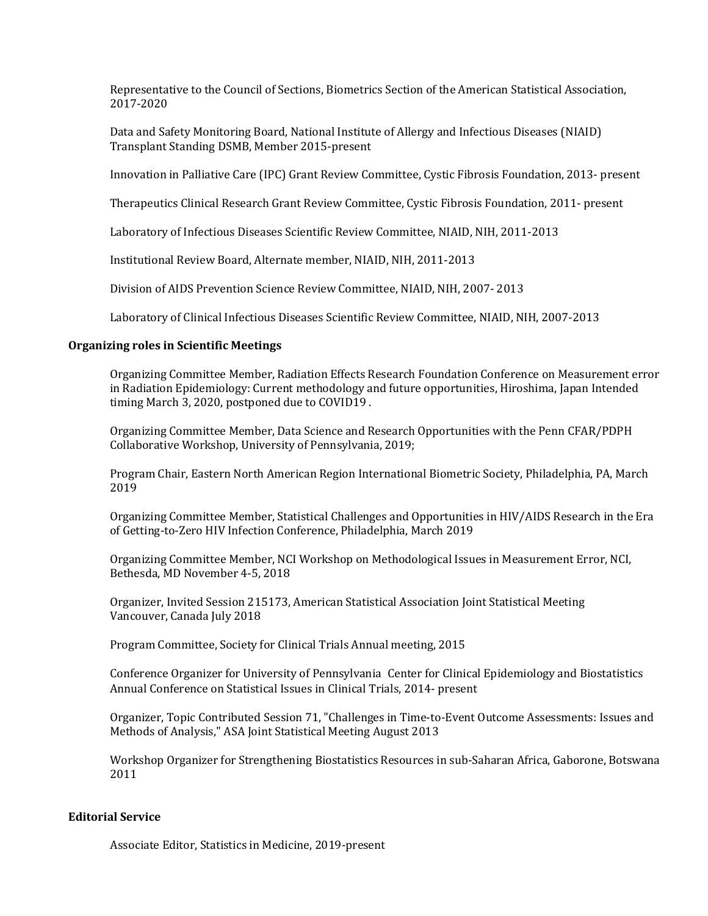Representative to the Council of Sections, Biometrics Section of the American Statistical Association, 2017-2020

Data and Safety Monitoring Board, National Institute of Allergy and Infectious Diseases (NIAID) Transplant Standing DSMB, Member 2015-present

Innovation in Palliative Care (IPC) Grant Review Committee, Cystic Fibrosis Foundation, 2013- present

Therapeutics Clinical Research Grant Review Committee, Cystic Fibrosis Foundation, 2011- present

Laboratory of Infectious Diseases Scientific Review Committee, NIAID, NIH, 2011-2013

Institutional Review Board, Alternate member, NIAID, NIH, 2011-2013

Division of AIDS Prevention Science Review Committee, NIAID, NIH, 2007- 2013

Laboratory of Clinical Infectious Diseases Scientific Review Committee, NIAID, NIH, 2007-2013

**Organizing roles in Scientific Meetings**

Organizing Committee Member, Radiation Effects Research Foundation Conference on Measurement error in Radiation Epidemiology: Current methodology and future opportunities, Hiroshima, Japan Intended timing March 3, 2020, postponed due to COVID19 .

Organizing Committee Member, Data Science and Research Opportunities with the Penn CFAR/PDPH Collaborative Workshop, University of Pennsylvania, 2019;

Program Chair, Eastern North American Region International Biometric Society, Philadelphia, PA, March 2019

Organizing Committee Member, Statistical Challenges and Opportunities in HIV/AIDS Research in the Era of Getting-to-Zero HIV Infection Conference, Philadelphia, March 2019

Organizing Committee Member, NCI Workshop on Methodological Issues in Measurement Error, NCI, Bethesda, MD November 4-5, 2018

Organizer, Invited Session 215173, American Statistical Association Joint Statistical Meeting Vancouver, Canada July 2018

Program Committee, Society for Clinical Trials Annual meeting, 2015

Conference Organizer for University of Pennsylvania Center for Clinical Epidemiology and Biostatistics Annual Conference on Statistical Issues in Clinical Trials, 2014- present

Organizer, Topic Contributed Session 71, "Challenges in Time-to-Event Outcome Assessments: Issues and Methods of Analysis," ASA Joint Statistical Meeting August 2013

Workshop Organizer for Strengthening Biostatistics Resources in sub-Saharan Africa, Gaborone, Botswana 2011

**Editorial Service**

Associate Editor, Statistics in Medicine, 2019-present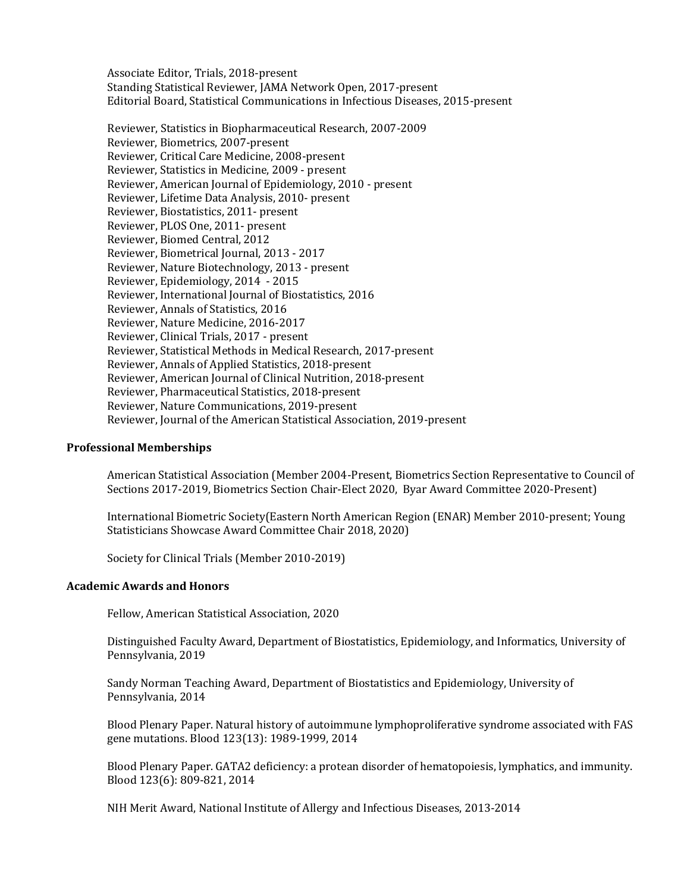Associate Editor, Trials, 2018-present
Standing Statistical Reviewer, JAMA Network Open, 2017-present
Editorial Board, Statistical Communications in Infectious Diseases, 2015-present

Reviewer, Statistics in Biopharmaceutical Research, 2007-2009
Reviewer, Biometrics, 2007-present
Reviewer, Critical Care Medicine, 2008-present
Reviewer, Statistics in Medicine, 2009 - present
Reviewer, American Journal of Epidemiology, 2010 - present
Reviewer, Lifetime Data Analysis, 2010- present
Reviewer, Biostatistics, 2011- present
Reviewer, PLOS One, 2011- present
Reviewer, Biomed Central, 2012
Reviewer, Biometrical Journal, 2013 - 2017
Reviewer, Nature Biotechnology, 2013 - present
Reviewer, Epidemiology, 2014 - 2015
Reviewer, International Journal of Biostatistics, 2016
Reviewer, Annals of Statistics, 2016
Reviewer, Nature Medicine, 2016-2017
Reviewer, Clinical Trials, 2017 - present
Reviewer, Statistical Methods in Medical Research, 2017-present
Reviewer, Annals of Applied Statistics, 2018-present
Reviewer, American Journal of Clinical Nutrition, 2018-present
Reviewer, Pharmaceutical Statistics, 2018-present
Reviewer, Nature Communications, 2019-present
Reviewer, Journal of the American Statistical Association, 2019-present

**Professional Memberships**

American Statistical Association (Member 2004-Present, Biometrics Section Representative to Council of Sections 2017-2019, Biometrics Section Chair-Elect 2020, Byar Award Committee 2020-Present)

International Biometric Society(Eastern North American Region (ENAR) Member 2010-present; Young Statisticians Showcase Award Committee Chair 2018, 2020)

Society for Clinical Trials (Member 2010-2019)

**Academic Awards and Honors**

Fellow, American Statistical Association, 2020

Distinguished Faculty Award, Department of Biostatistics, Epidemiology, and Informatics, University of Pennsylvania, 2019

Sandy Norman Teaching Award, Department of Biostatistics and Epidemiology, University of Pennsylvania, 2014

Blood Plenary Paper. Natural history of autoimmune lymphoproliferative syndrome associated with FAS gene mutations. Blood 123(13): 1989-1999, 2014

Blood Plenary Paper. GATA2 deficiency: a protean disorder of hematopoiesis, lymphatics, and immunity. Blood 123(6): 809-821, 2014

NIH Merit Award, National Institute of Allergy and Infectious Diseases, 2013-2014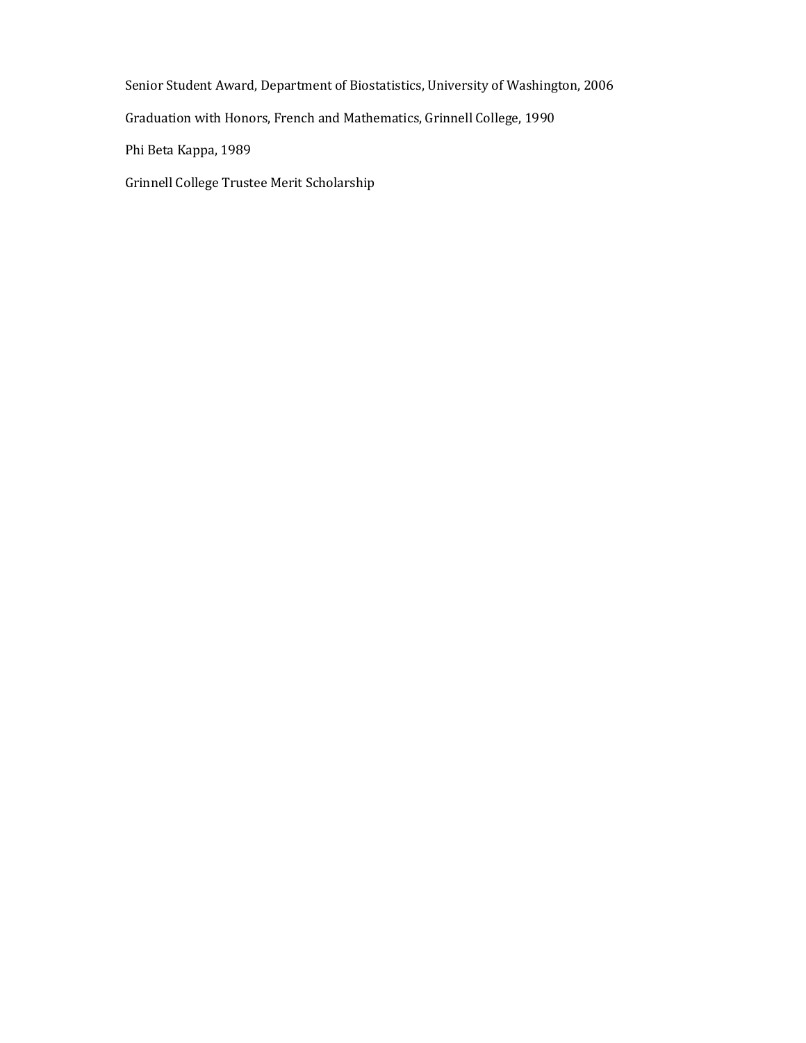Senior Student Award, Department of Biostatistics, University of Washington, 2006

Graduation with Honors, French and Mathematics, Grinnell College, 1990

Phi Beta Kappa, 1989

Grinnell College Trustee Merit Scholarship